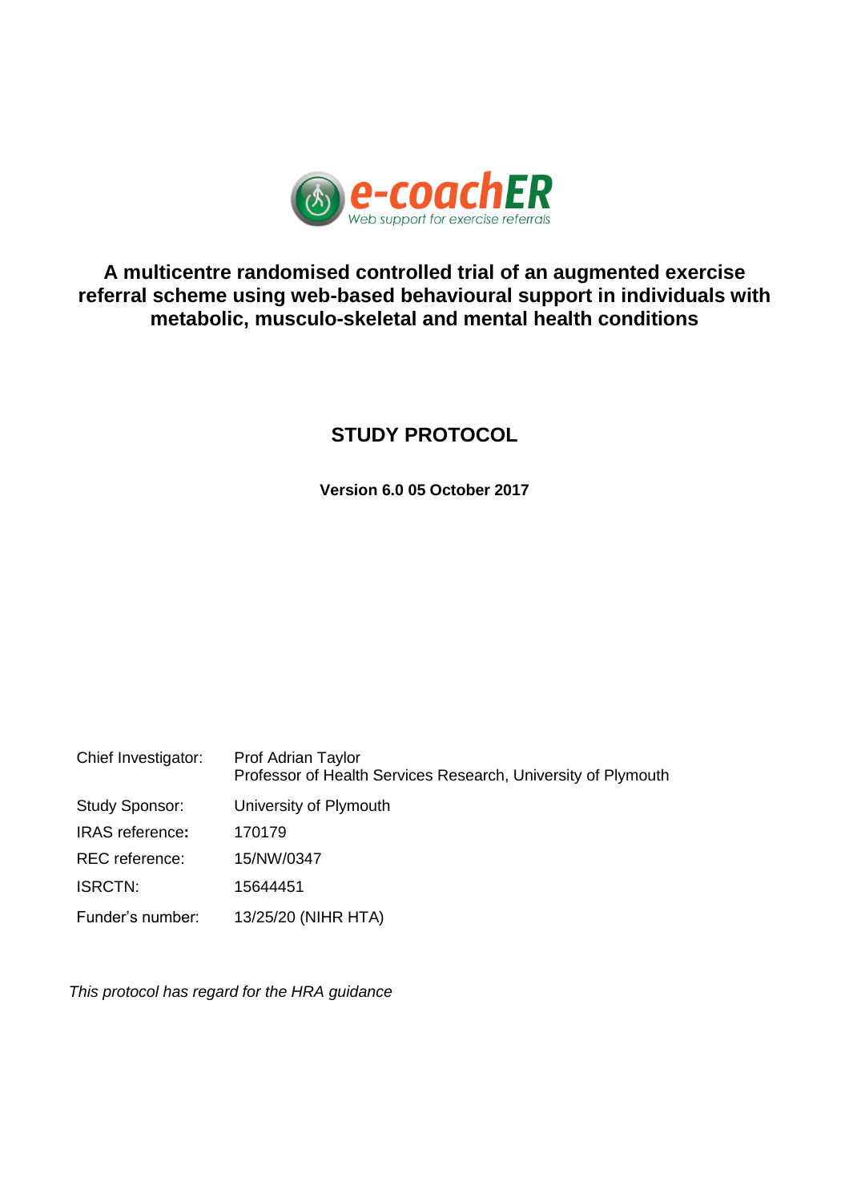e-coachER
Web support for exercise referrals

# A multicentre randomised controlled trial of an augmented exercise referral scheme using web-based behavioural support in individuals with metabolic, musculo-skeletal and mental health conditions

## STUDY PROTOCOL

**Version 6.0 05 October 2017**

| | |
|---|---|
| Chief Investigator: | Prof Adrian Taylor<br>Professor of Health Services Research, University of Plymouth |
| Study Sponsor: | University of Plymouth |
| IRAS reference: | 170179 |
| REC reference: | 15/NW/0347 |
| ISRCTN: | 15644451 |
| Funder's number: | 13/25/20 (NIHR HTA) |

*This protocol has regard for the HRA guidance*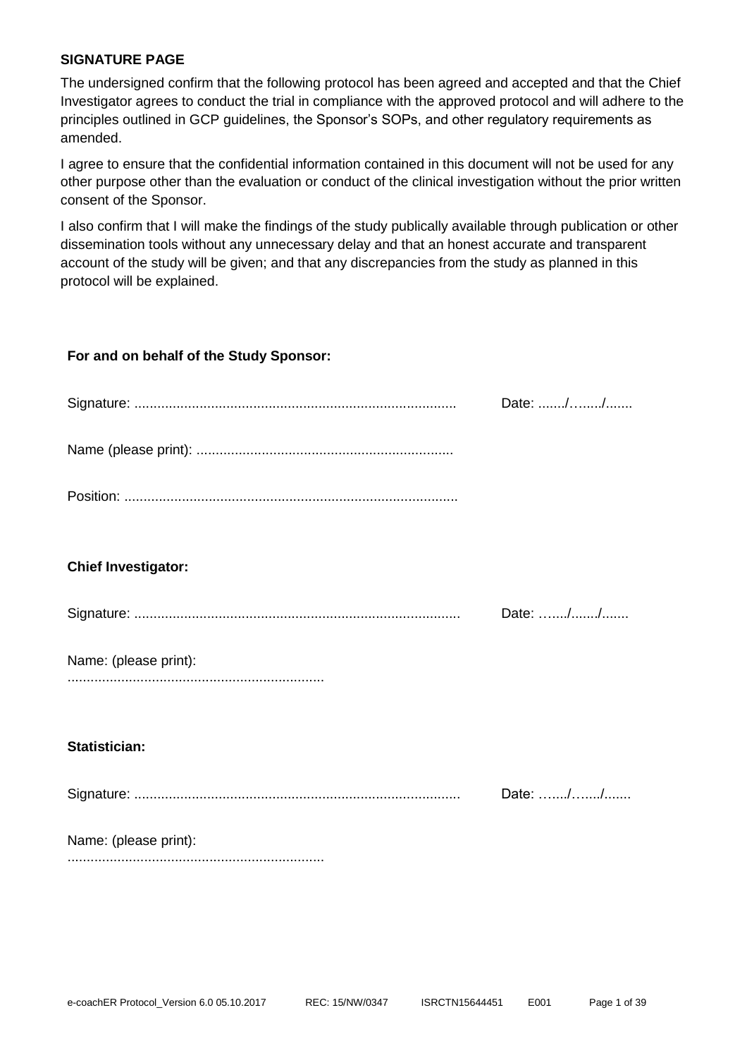## SIGNATURE PAGE

The undersigned confirm that the following protocol has been agreed and accepted and that the Chief Investigator agrees to conduct the trial in compliance with the approved protocol and will adhere to the principles outlined in GCP guidelines, the Sponsor's SOPs, and other regulatory requirements as amended.

I agree to ensure that the confidential information contained in this document will not be used for any other purpose other than the evaluation or conduct of the clinical investigation without the prior written consent of the Sponsor.

I also confirm that I will make the findings of the study publically available through publication or other dissemination tools without any unnecessary delay and that an honest accurate and transparent account of the study will be given; and that any discrepancies from the study as planned in this protocol will be explained.

**For and on behalf of the Study Sponsor:**

Signature: ................................................................................... Date: ......./….../.......

Name (please print): ...................................................................

Position: .......................................................................................

**Chief Investigator:**

Signature: .................................................................................... Date: …..../......./.......

Name: (please print): ...................................................................

**Statistician:**

Signature: .................................................................................... Date: …..../…..../.......

Name: (please print): ...................................................................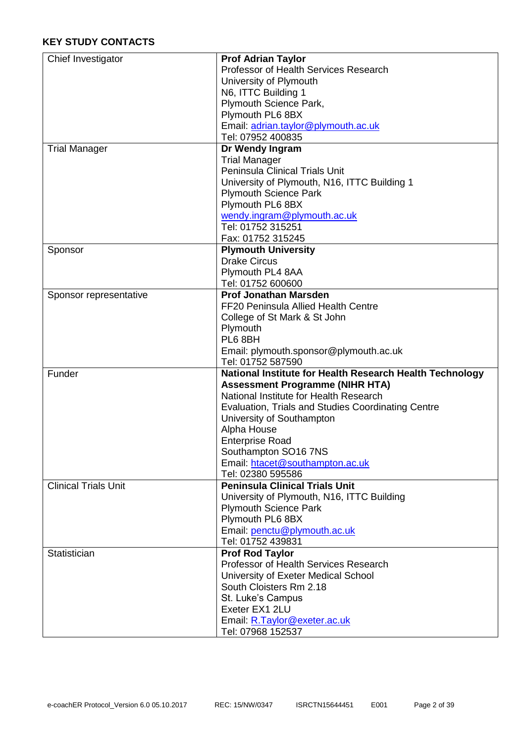**KEY STUDY CONTACTS**

| | |
|---|---|
| Chief Investigator | **Prof Adrian Taylor**<br>Professor of Health Services Research<br>University of Plymouth<br>N6, ITTC Building 1<br>Plymouth Science Park,<br>Plymouth PL6 8BX<br>Email: adrian.taylor@plymouth.ac.uk<br>Tel: 07952 400835 |
| Trial Manager | **Dr Wendy Ingram**<br>Trial Manager<br>Peninsula Clinical Trials Unit<br>University of Plymouth, N16, ITTC Building 1<br>Plymouth Science Park<br>Plymouth PL6 8BX<br>wendy.ingram@plymouth.ac.uk<br>Tel: 01752 315251<br>Fax: 01752 315245 |
| Sponsor | **Plymouth University**<br>Drake Circus<br>Plymouth PL4 8AA<br>Tel: 01752 600600 |
| Sponsor representative | **Prof Jonathan Marsden**<br>FF20 Peninsula Allied Health Centre<br>College of St Mark & St John<br>Plymouth<br>PL6 8BH<br>Email: plymouth.sponsor@plymouth.ac.uk<br>Tel: 01752 587590 |
| Funder | **National Institute for Health Research Health Technology Assessment Programme (NIHR HTA)**<br>National Institute for Health Research<br>Evaluation, Trials and Studies Coordinating Centre<br>University of Southampton<br>Alpha House<br>Enterprise Road<br>Southampton SO16 7NS<br>Email: htacet@southampton.ac.uk<br>Tel: 02380 595586 |
| Clinical Trials Unit | **Peninsula Clinical Trials Unit**<br>University of Plymouth, N16, ITTC Building<br>Plymouth Science Park<br>Plymouth PL6 8BX<br>Email: penctu@plymouth.ac.uk<br>Tel: 01752 439831 |
| Statistician | **Prof Rod Taylor**<br>Professor of Health Services Research<br>University of Exeter Medical School<br>South Cloisters Rm 2.18<br>St. Luke's Campus<br>Exeter EX1 2LU<br>Email: R.Taylor@exeter.ac.uk<br>Tel: 07968 152537 |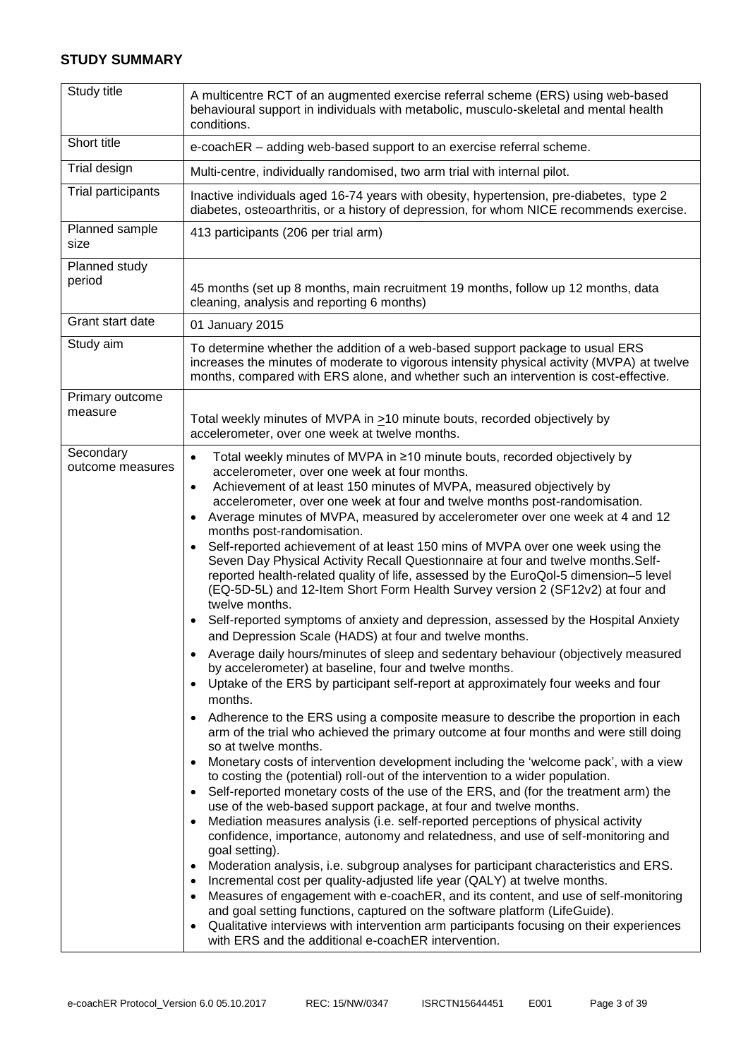## STUDY SUMMARY

| Study title | A multicentre RCT of an augmented exercise referral scheme (ERS) using web-based behavioural support in individuals with metabolic, musculo-skeletal and mental health conditions. |
|---|---|
| Short title | e-coachER – adding web-based support to an exercise referral scheme. |
| Trial design | Multi-centre, individually randomised, two arm trial with internal pilot. |
| Trial participants | Inactive individuals aged 16-74 years with obesity, hypertension, pre-diabetes, type 2 diabetes, osteoarthritis, or a history of depression, for whom NICE recommends exercise. |
| Planned sample size | 413 participants (206 per trial arm) |
| Planned study period | 45 months (set up 8 months, main recruitment 19 months, follow up 12 months, data cleaning, analysis and reporting 6 months) |
| Grant start date | 01 January 2015 |
| Study aim | To determine whether the addition of a web-based support package to usual ERS increases the minutes of moderate to vigorous intensity physical activity (MVPA) at twelve months, compared with ERS alone, and whether such an intervention is cost-effective. |
| Primary outcome measure | Total weekly minutes of MVPA in >10 minute bouts, recorded objectively by accelerometer, over one week at twelve months. |
| Secondary outcome measures | • Total weekly minutes of MVPA in ≥10 minute bouts, recorded objectively by accelerometer, over one week at four months.<br>• Achievement of at least 150 minutes of MVPA, measured objectively by accelerometer, over one week at four and twelve months post-randomisation.<br>• Average minutes of MVPA, measured by accelerometer over one week at 4 and 12 months post-randomisation.<br>• Self-reported achievement of at least 150 mins of MVPA over one week using the Seven Day Physical Activity Recall Questionnaire at four and twelve months.Self-reported health-related quality of life, assessed by the EuroQol-5 dimension–5 level (EQ-5D-5L) and 12-Item Short Form Health Survey version 2 (SF12v2) at four and twelve months.<br>• Self-reported symptoms of anxiety and depression, assessed by the Hospital Anxiety and Depression Scale (HADS) at four and twelve months.<br>• Average daily hours/minutes of sleep and sedentary behaviour (objectively measured by accelerometer) at baseline, four and twelve months.<br>• Uptake of the ERS by participant self-report at approximately four weeks and four months.<br>• Adherence to the ERS using a composite measure to describe the proportion in each arm of the trial who achieved the primary outcome at four months and were still doing so at twelve months.<br>• Monetary costs of intervention development including the 'welcome pack', with a view to costing the (potential) roll-out of the intervention to a wider population.<br>• Self-reported monetary costs of the use of the ERS, and (for the treatment arm) the use of the web-based support package, at four and twelve months.<br>• Mediation measures analysis (i.e. self-reported perceptions of physical activity confidence, importance, autonomy and relatedness, and use of self-monitoring and goal setting).<br>• Moderation analysis, i.e. subgroup analyses for participant characteristics and ERS.<br>• Incremental cost per quality-adjusted life year (QALY) at twelve months.<br>• Measures of engagement with e-coachER, and its content, and use of self-monitoring and goal setting functions, captured on the software platform (LifeGuide).<br>• Qualitative interviews with intervention arm participants focusing on their experiences with ERS and the additional e-coachER intervention. |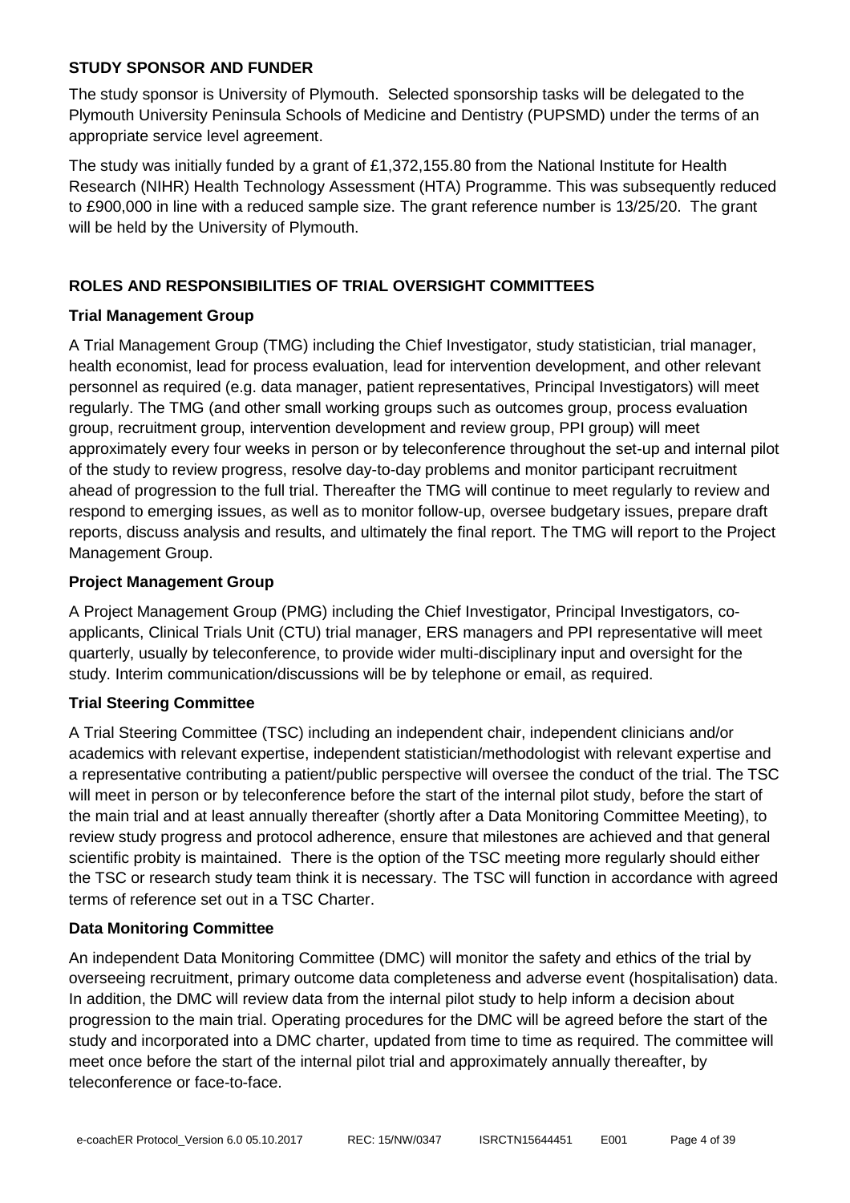## STUDY SPONSOR AND FUNDER

The study sponsor is University of Plymouth. Selected sponsorship tasks will be delegated to the Plymouth University Peninsula Schools of Medicine and Dentistry (PUPSMD) under the terms of an appropriate service level agreement.

The study was initially funded by a grant of £1,372,155.80 from the National Institute for Health Research (NIHR) Health Technology Assessment (HTA) Programme. This was subsequently reduced to £900,000 in line with a reduced sample size. The grant reference number is 13/25/20. The grant will be held by the University of Plymouth.

## ROLES AND RESPONSIBILITIES OF TRIAL OVERSIGHT COMMITTEES

### Trial Management Group

A Trial Management Group (TMG) including the Chief Investigator, study statistician, trial manager, health economist, lead for process evaluation, lead for intervention development, and other relevant personnel as required (e.g. data manager, patient representatives, Principal Investigators) will meet regularly. The TMG (and other small working groups such as outcomes group, process evaluation group, recruitment group, intervention development and review group, PPI group) will meet approximately every four weeks in person or by teleconference throughout the set-up and internal pilot of the study to review progress, resolve day-to-day problems and monitor participant recruitment ahead of progression to the full trial. Thereafter the TMG will continue to meet regularly to review and respond to emerging issues, as well as to monitor follow-up, oversee budgetary issues, prepare draft reports, discuss analysis and results, and ultimately the final report. The TMG will report to the Project Management Group.

### Project Management Group

A Project Management Group (PMG) including the Chief Investigator, Principal Investigators, co-applicants, Clinical Trials Unit (CTU) trial manager, ERS managers and PPI representative will meet quarterly, usually by teleconference, to provide wider multi-disciplinary input and oversight for the study. Interim communication/discussions will be by telephone or email, as required.

### Trial Steering Committee

A Trial Steering Committee (TSC) including an independent chair, independent clinicians and/or academics with relevant expertise, independent statistician/methodologist with relevant expertise and a representative contributing a patient/public perspective will oversee the conduct of the trial. The TSC will meet in person or by teleconference before the start of the internal pilot study, before the start of the main trial and at least annually thereafter (shortly after a Data Monitoring Committee Meeting), to review study progress and protocol adherence, ensure that milestones are achieved and that general scientific probity is maintained. There is the option of the TSC meeting more regularly should either the TSC or research study team think it is necessary. The TSC will function in accordance with agreed terms of reference set out in a TSC Charter.

### Data Monitoring Committee

An independent Data Monitoring Committee (DMC) will monitor the safety and ethics of the trial by overseeing recruitment, primary outcome data completeness and adverse event (hospitalisation) data. In addition, the DMC will review data from the internal pilot study to help inform a decision about progression to the main trial. Operating procedures for the DMC will be agreed before the start of the study and incorporated into a DMC charter, updated from time to time as required. The committee will meet once before the start of the internal pilot trial and approximately annually thereafter, by teleconference or face-to-face.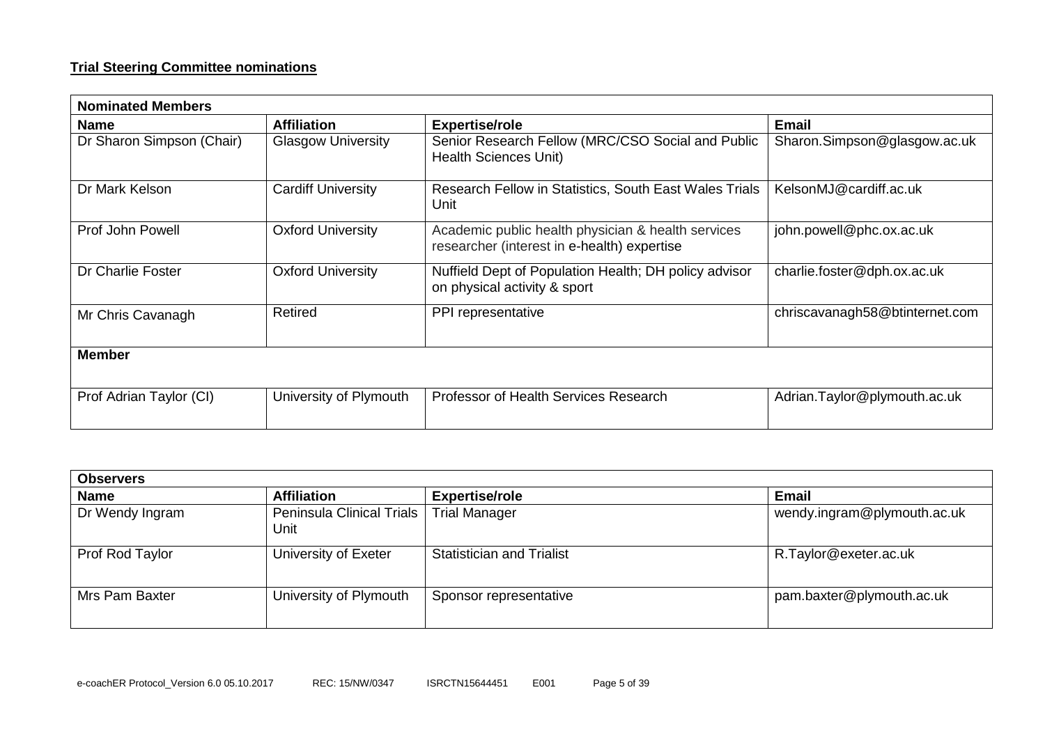**Trial Steering Committee nominations**

| **Nominated Members** | | | |
|---|---|---|---|
| **Name** | **Affiliation** | **Expertise/role** | **Email** |
| Dr Sharon Simpson (Chair) | Glasgow University | Senior Research Fellow (MRC/CSO Social and Public Health Sciences Unit) | Sharon.Simpson@glasgow.ac.uk |
| Dr Mark Kelson | Cardiff University | Research Fellow in Statistics, South East Wales Trials Unit | KelsonMJ@cardiff.ac.uk |
| Prof John Powell | Oxford University | Academic public health physician & health services researcher (interest in e-health) expertise | john.powell@phc.ox.ac.uk |
| Dr Charlie Foster | Oxford University | Nuffield Dept of Population Health; DH policy advisor on physical activity & sport | charlie.foster@dph.ox.ac.uk |
| Mr Chris Cavanagh | Retired | PPI representative | chriscavanagh58@btinternet.com |
| **Member** | | | |
| Prof Adrian Taylor (CI) | University of Plymouth | Professor of Health Services Research | Adrian.Taylor@plymouth.ac.uk |

| **Observers** | | | |
|---|---|---|---|
| **Name** | **Affiliation** | **Expertise/role** | **Email** |
| Dr Wendy Ingram | Peninsula Clinical Trials Unit | Trial Manager | wendy.ingram@plymouth.ac.uk |
| Prof Rod Taylor | University of Exeter | Statistician and Trialist | R.Taylor@exeter.ac.uk |
| Mrs Pam Baxter | University of Plymouth | Sponsor representative | pam.baxter@plymouth.ac.uk |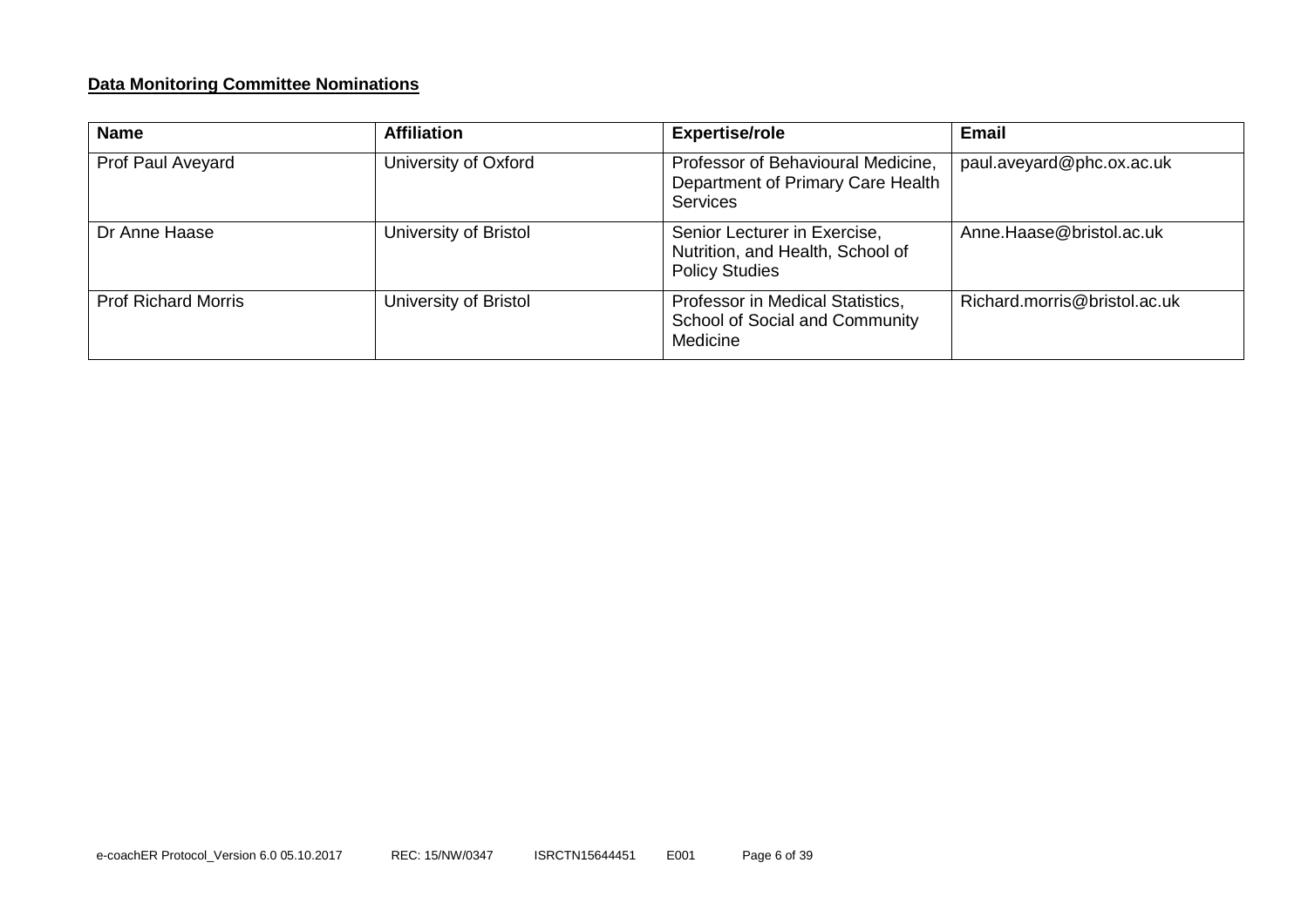**Data Monitoring Committee Nominations**

| Name | Affiliation | Expertise/role | Email |
| --- | --- | --- | --- |
| Prof Paul Aveyard | University of Oxford | Professor of Behavioural Medicine, Department of Primary Care Health Services | paul.aveyard@phc.ox.ac.uk |
| Dr Anne Haase | University of Bristol | Senior Lecturer in Exercise, Nutrition, and Health, School of Policy Studies | Anne.Haase@bristol.ac.uk |
| Prof Richard Morris | University of Bristol | Professor in Medical Statistics, School of Social and Community Medicine | Richard.morris@bristol.ac.uk |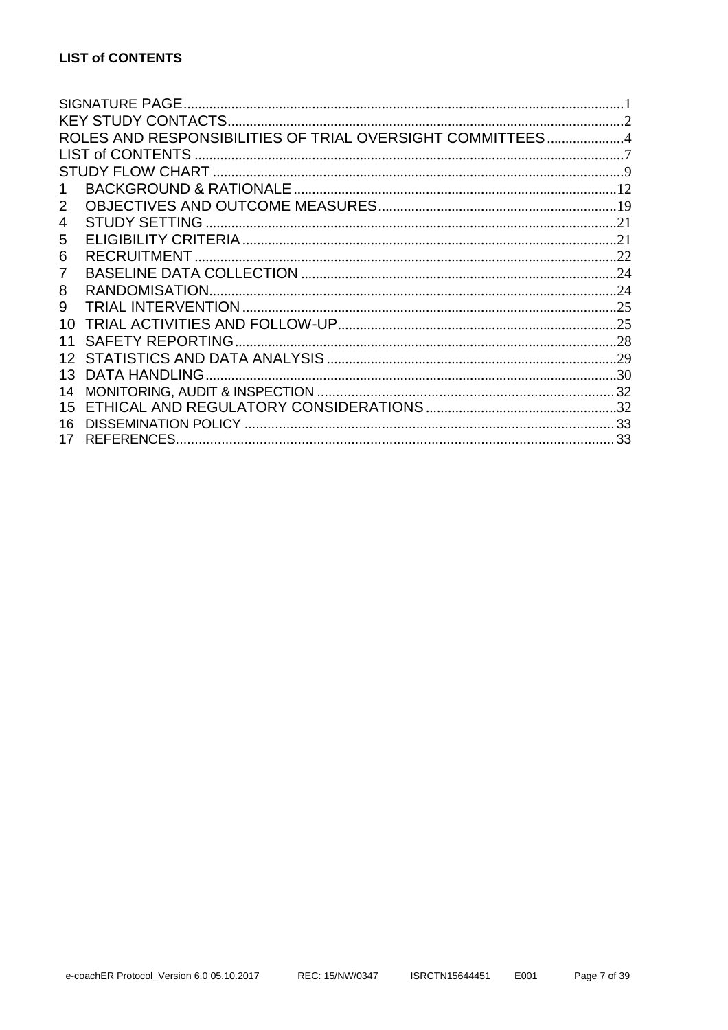**LIST of CONTENTS**

| | | |
|---|---|---|
| SIGNATURE PAGE | | 1 |
| KEY STUDY CONTACTS | | 2 |
| ROLES AND RESPONSIBILITIES OF TRIAL OVERSIGHT COMMITTEES | | 4 |
| LIST of CONTENTS | | 7 |
| STUDY FLOW CHART | | 9 |
| 1 | BACKGROUND & RATIONALE | 12 |
| 2 | OBJECTIVES AND OUTCOME MEASURES | 19 |
| 4 | STUDY SETTING | 21 |
| 5 | ELIGIBILITY CRITERIA | 21 |
| 6 | RECRUITMENT | 22 |
| 7 | BASELINE DATA COLLECTION | 24 |
| 8 | RANDOMISATION | 24 |
| 9 | TRIAL INTERVENTION | 25 |
| 10 | TRIAL ACTIVITIES AND FOLLOW-UP | 25 |
| 11 | SAFETY REPORTING | 28 |
| 12 | STATISTICS AND DATA ANALYSIS | 29 |
| 13 | DATA HANDLING | 30 |
| 14 | MONITORING, AUDIT & INSPECTION | 32 |
| 15 | ETHICAL AND REGULATORY CONSIDERATIONS | 32 |
| 16 | DISSEMINATION POLICY | 33 |
| 17 | REFERENCES | 33 |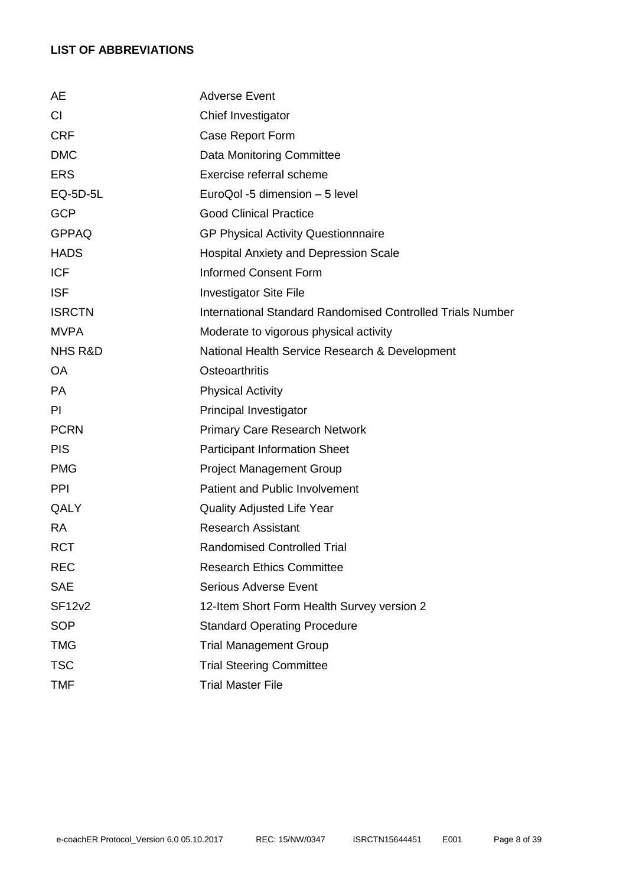## LIST OF ABBREVIATIONS

| | |
|---|---|
| AE | Adverse Event |
| CI | Chief Investigator |
| CRF | Case Report Form |
| DMC | Data Monitoring Committee |
| ERS | Exercise referral scheme |
| EQ-5D-5L | EuroQol -5 dimension – 5 level |
| GCP | Good Clinical Practice |
| GPPAQ | GP Physical Activity Questionnnaire |
| HADS | Hospital Anxiety and Depression Scale |
| ICF | Informed Consent Form |
| ISF | Investigator Site File |
| ISRCTN | International Standard Randomised Controlled Trials Number |
| MVPA | Moderate to vigorous physical activity |
| NHS R&D | National Health Service Research & Development |
| OA | Osteoarthritis |
| PA | Physical Activity |
| PI | Principal Investigator |
| PCRN | Primary Care Research Network |
| PIS | Participant Information Sheet |
| PMG | Project Management Group |
| PPI | Patient and Public Involvement |
| QALY | Quality Adjusted Life Year |
| RA | Research Assistant |
| RCT | Randomised Controlled Trial |
| REC | Research Ethics Committee |
| SAE | Serious Adverse Event |
| SF12v2 | 12-Item Short Form Health Survey version 2 |
| SOP | Standard Operating Procedure |
| TMG | Trial Management Group |
| TSC | Trial Steering Committee |
| TMF | Trial Master File |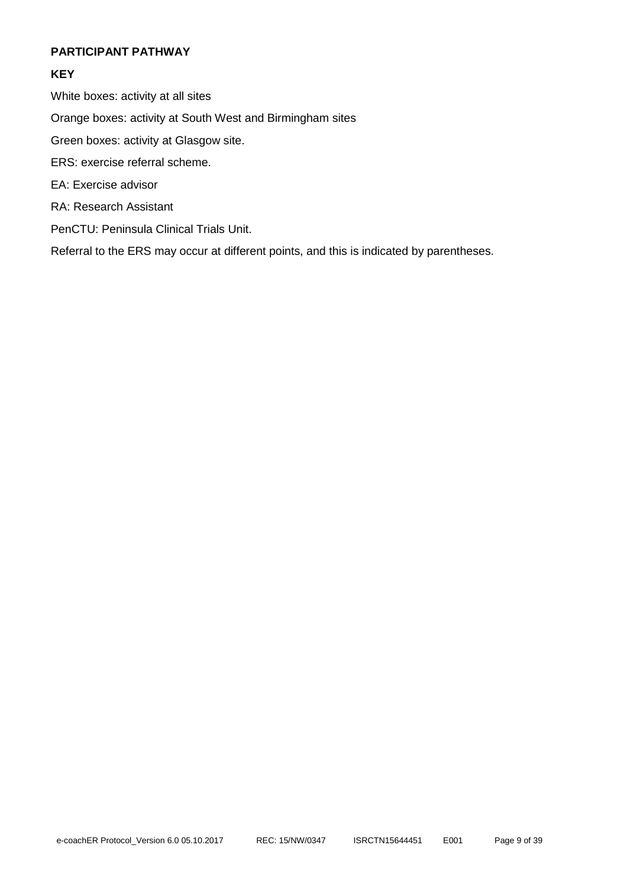## PARTICIPANT PATHWAY

### KEY

White boxes: activity at all sites

Orange boxes: activity at South West and Birmingham sites

Green boxes: activity at Glasgow site.

ERS: exercise referral scheme.

EA: Exercise advisor

RA: Research Assistant

PenCTU: Peninsula Clinical Trials Unit.

Referral to the ERS may occur at different points, and this is indicated by parentheses.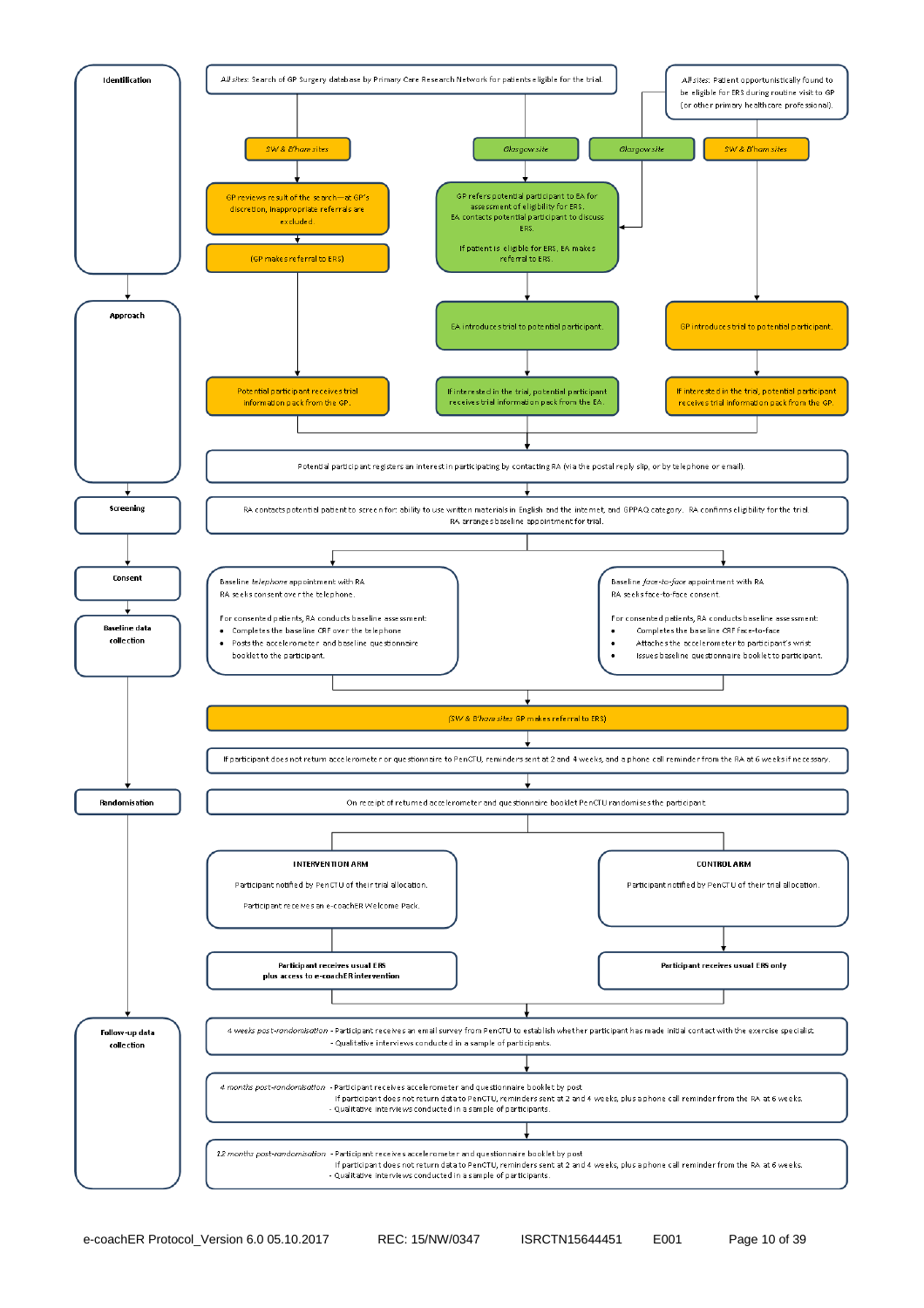**Identification**

*All sites:* Search of GP Surgery database by Primary Care Research Network for patients eligible for the trial.

*All sites:* Patient opportunistically found to be eligible for ERS during routine visit to GP (or other primary healthcare professional).

*SW & B'ham sites*

GP reviews result of the search—at GP's discretion, inappropriate referrals are excluded.

(GP makes referral to ERS)

*Glasgow site*

GP refers potential participant to EA for assessment of eligibility for ERS. EA contacts potential participant to discuss ERS.

If patient is eligible for ERS, EA makes referral to ERS.

*Glasgow site*

*SW & B'ham sites*

**Approach**

EA introduces trial to potential participant.

GP introduces trial to potential participant.

Potential participant receives trial information pack from the GP.

If interested in the trial, potential participant receives trial information pack from the EA.

If interested in the trial, potential participant receives trial information pack from the GP.

Potential participant registers an interest in participating by contacting RA (via the postal reply slip, or by telephone or email).

**Screening**

RA contacts potential patient to screen for: ability to use written materials in English and the internet, and GPPAQ category. RA confirms eligibility for the trial. RA arranges baseline appointment for trial.

**Consent**

**Baseline data collection**

Baseline *telephone* appointment with RA
RA seeks consent over the telephone.

For consented patients, RA conducts baseline assessment:

- Completes the baseline CRF over the telephone
- Posts the accelerometer and baseline questionnaire booklet to the participant.

Baseline *face-to-face* appointment with RA
RA seeks face-to-face consent.

For consented patients, RA conducts baseline assessment:

- Completes the baseline CRF face-to-face
- Attaches the accelerometer to participant's wrist
- Issues baseline questionnaire booklet to participant.

(*SW & B'ham sites* GP makes referral to ERS)

If participant does not return accelerometer or questionnaire to PenCTU, reminders sent at 2 and 4 weeks, and a phone call reminder from the RA at 6 weeks if necessary.

**Randomisation**

On receipt of returned accelerometer and questionnaire booklet PenCTU randomises the participant.

**INTERVENTION ARM**

Participant notified by PenCTU of their trial allocation.

Participant receives an e-coachER Welcome Pack.

**Participant receives usual ERS plus access to e-coachER intervention**

**CONTROL ARM**

Participant notified by PenCTU of their trial allocation.

**Participant receives usual ERS only**

**Follow-up data collection**

*4 weeks post-randomisation* - Participant receives an email survey from PenCTU to establish whether participant has made initial contact with the exercise specialist.
- Qualitative interviews conducted in a sample of participants.

*4 months post-randomisation* - Participant receives accelerometer and questionnaire booklet by post
If participant does not return data to PenCTU, reminders sent at 2 and 4 weeks, plus a phone call reminder from the RA at 6 weeks.
- Qualitative interviews conducted in a sample of participants.

*12 months post-randomisation* - Participant receives accelerometer and questionnaire booklet by post
If participant does not return data to PenCTU, reminders sent at 2 and 4 weeks, plus a phone call reminder from the RA at 6 weeks.
- Qualitative interviews conducted in a sample of participants.

e-coachER Protocol_Version 6.0 05.10.2017 REC: 15/NW/0347 ISRCTN15644451 E001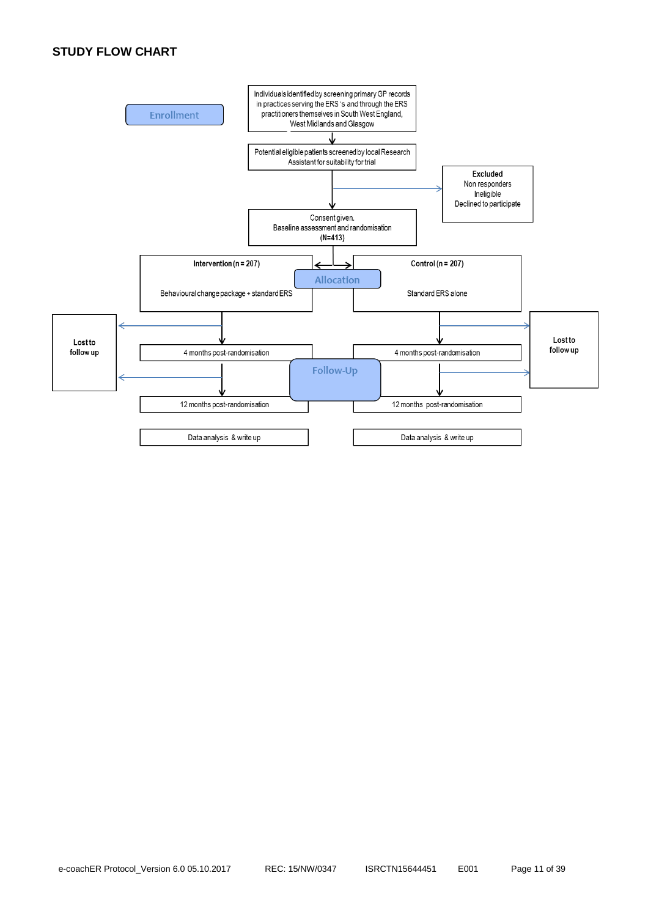## STUDY FLOW CHART

**Enrollment**

Individuals identified by screening primary GP records in practices serving the ERS 's and through the ERS practitioners themselves in South West England, West Midlands and Glasgow

↓

Potential eligible patients screened by local Research Assistant for suitability for trial

→ **Excluded**
Non responders
Ineligible
Declined to participate

↓

Consent given.
Baseline assessment and randomisation
**(N=413)**

**Allocation**

| **Intervention (n = 207)** | **Control (n = 207)** |
|---|---|
| Behavioural change package + standard ERS | Standard ERS alone |

**Follow-Up**

| Intervention | Control |
|---|---|
| 4 months post-randomisation (→ **Lost to follow up**) | 4 months post-randomisation (→ **Lost to follow up**) |
| 12 months post-randomisation (→ **Lost to follow up**) | 12 months post-randomisation (→ **Lost to follow up**) |
| Data analysis & write up | Data analysis & write up |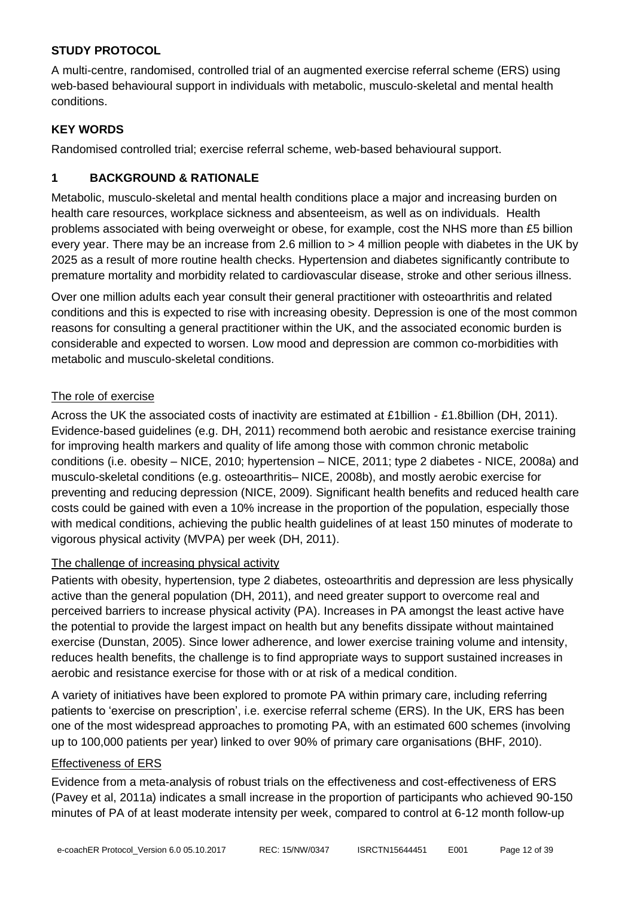## STUDY PROTOCOL

A multi-centre, randomised, controlled trial of an augmented exercise referral scheme (ERS) using web-based behavioural support in individuals with metabolic, musculo-skeletal and mental health conditions.

## KEY WORDS

Randomised controlled trial; exercise referral scheme, web-based behavioural support.

## 1 BACKGROUND & RATIONALE

Metabolic, musculo-skeletal and mental health conditions place a major and increasing burden on health care resources, workplace sickness and absenteeism, as well as on individuals. Health problems associated with being overweight or obese, for example, cost the NHS more than £5 billion every year. There may be an increase from 2.6 million to > 4 million people with diabetes in the UK by 2025 as a result of more routine health checks. Hypertension and diabetes significantly contribute to premature mortality and morbidity related to cardiovascular disease, stroke and other serious illness.

Over one million adults each year consult their general practitioner with osteoarthritis and related conditions and this is expected to rise with increasing obesity. Depression is one of the most common reasons for consulting a general practitioner within the UK, and the associated economic burden is considerable and expected to worsen. Low mood and depression are common co-morbidities with metabolic and musculo-skeletal conditions.

### The role of exercise

Across the UK the associated costs of inactivity are estimated at £1billion - £1.8billion (DH, 2011). Evidence-based guidelines (e.g. DH, 2011) recommend both aerobic and resistance exercise training for improving health markers and quality of life among those with common chronic metabolic conditions (i.e. obesity – NICE, 2010; hypertension – NICE, 2011; type 2 diabetes - NICE, 2008a) and musculo-skeletal conditions (e.g. osteoarthritis– NICE, 2008b), and mostly aerobic exercise for preventing and reducing depression (NICE, 2009). Significant health benefits and reduced health care costs could be gained with even a 10% increase in the proportion of the population, especially those with medical conditions, achieving the public health guidelines of at least 150 minutes of moderate to vigorous physical activity (MVPA) per week (DH, 2011).

### The challenge of increasing physical activity

Patients with obesity, hypertension, type 2 diabetes, osteoarthritis and depression are less physically active than the general population (DH, 2011), and need greater support to overcome real and perceived barriers to increase physical activity (PA). Increases in PA amongst the least active have the potential to provide the largest impact on health but any benefits dissipate without maintained exercise (Dunstan, 2005). Since lower adherence, and lower exercise training volume and intensity, reduces health benefits, the challenge is to find appropriate ways to support sustained increases in aerobic and resistance exercise for those with or at risk of a medical condition.

A variety of initiatives have been explored to promote PA within primary care, including referring patients to 'exercise on prescription', i.e. exercise referral scheme (ERS). In the UK, ERS has been one of the most widespread approaches to promoting PA, with an estimated 600 schemes (involving up to 100,000 patients per year) linked to over 90% of primary care organisations (BHF, 2010).

### Effectiveness of ERS

Evidence from a meta-analysis of robust trials on the effectiveness and cost-effectiveness of ERS (Pavey et al, 2011a) indicates a small increase in the proportion of participants who achieved 90-150 minutes of PA of at least moderate intensity per week, compared to control at 6-12 month follow-up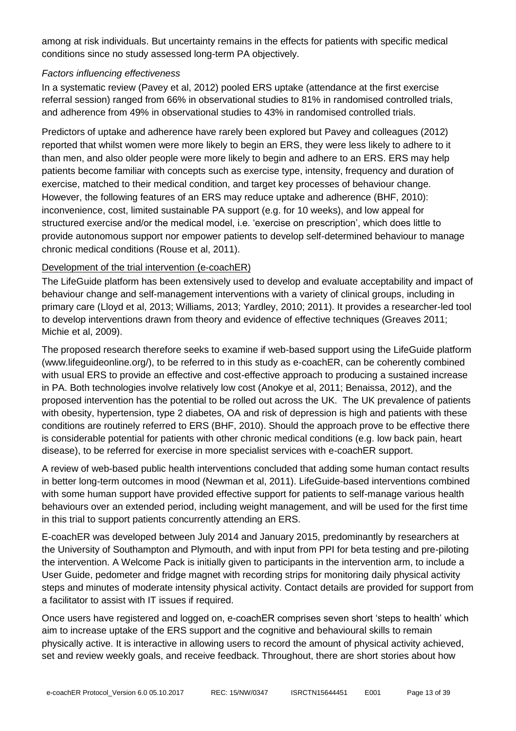among at risk individuals. But uncertainty remains in the effects for patients with specific medical conditions since no study assessed long-term PA objectively.

*Factors influencing effectiveness*

In a systematic review (Pavey et al, 2012) pooled ERS uptake (attendance at the first exercise referral session) ranged from 66% in observational studies to 81% in randomised controlled trials, and adherence from 49% in observational studies to 43% in randomised controlled trials.

Predictors of uptake and adherence have rarely been explored but Pavey and colleagues (2012) reported that whilst women were more likely to begin an ERS, they were less likely to adhere to it than men, and also older people were more likely to begin and adhere to an ERS. ERS may help patients become familiar with concepts such as exercise type, intensity, frequency and duration of exercise, matched to their medical condition, and target key processes of behaviour change. However, the following features of an ERS may reduce uptake and adherence (BHF, 2010): inconvenience, cost, limited sustainable PA support (e.g. for 10 weeks), and low appeal for structured exercise and/or the medical model, i.e. 'exercise on prescription', which does little to provide autonomous support nor empower patients to develop self-determined behaviour to manage chronic medical conditions (Rouse et al, 2011).

<u>Development of the trial intervention (e-coachER)</u>

The LifeGuide platform has been extensively used to develop and evaluate acceptability and impact of behaviour change and self-management interventions with a variety of clinical groups, including in primary care (Lloyd et al, 2013; Williams, 2013; Yardley, 2010; 2011). It provides a researcher-led tool to develop interventions drawn from theory and evidence of effective techniques (Greaves 2011; Michie et al, 2009).

The proposed research therefore seeks to examine if web-based support using the LifeGuide platform (www.lifeguideonline.org/), to be referred to in this study as e-coachER, can be coherently combined with usual ERS to provide an effective and cost-effective approach to producing a sustained increase in PA. Both technologies involve relatively low cost (Anokye et al, 2011; Benaissa, 2012), and the proposed intervention has the potential to be rolled out across the UK. The UK prevalence of patients with obesity, hypertension, type 2 diabetes, OA and risk of depression is high and patients with these conditions are routinely referred to ERS (BHF, 2010). Should the approach prove to be effective there is considerable potential for patients with other chronic medical conditions (e.g. low back pain, heart disease), to be referred for exercise in more specialist services with e-coachER support.

A review of web-based public health interventions concluded that adding some human contact results in better long-term outcomes in mood (Newman et al, 2011). LifeGuide-based interventions combined with some human support have provided effective support for patients to self-manage various health behaviours over an extended period, including weight management, and will be used for the first time in this trial to support patients concurrently attending an ERS.

E-coachER was developed between July 2014 and January 2015, predominantly by researchers at the University of Southampton and Plymouth, and with input from PPI for beta testing and pre-piloting the intervention. A Welcome Pack is initially given to participants in the intervention arm, to include a User Guide, pedometer and fridge magnet with recording strips for monitoring daily physical activity steps and minutes of moderate intensity physical activity. Contact details are provided for support from a facilitator to assist with IT issues if required.

Once users have registered and logged on, e-coachER comprises seven short 'steps to health' which aim to increase uptake of the ERS support and the cognitive and behavioural skills to remain physically active. It is interactive in allowing users to record the amount of physical activity achieved, set and review weekly goals, and receive feedback. Throughout, there are short stories about how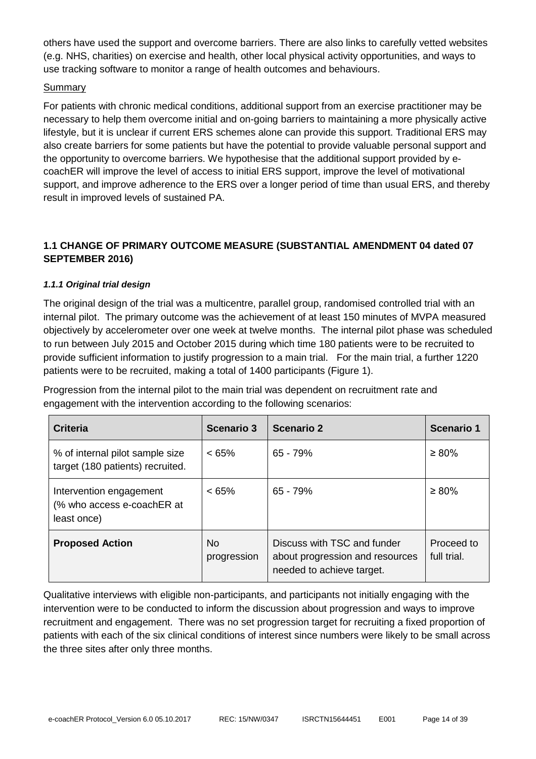others have used the support and overcome barriers. There are also links to carefully vetted websites (e.g. NHS, charities) on exercise and health, other local physical activity opportunities, and ways to use tracking software to monitor a range of health outcomes and behaviours.

Summary

For patients with chronic medical conditions, additional support from an exercise practitioner may be necessary to help them overcome initial and on-going barriers to maintaining a more physically active lifestyle, but it is unclear if current ERS schemes alone can provide this support. Traditional ERS may also create barriers for some patients but have the potential to provide valuable personal support and the opportunity to overcome barriers. We hypothesise that the additional support provided by e-coachER will improve the level of access to initial ERS support, improve the level of motivational support, and improve adherence to the ERS over a longer period of time than usual ERS, and thereby result in improved levels of sustained PA.

## 1.1 CHANGE OF PRIMARY OUTCOME MEASURE (SUBSTANTIAL AMENDMENT 04 dated 07 SEPTEMBER 2016)

### *1.1.1 Original trial design*

The original design of the trial was a multicentre, parallel group, randomised controlled trial with an internal pilot. The primary outcome was the achievement of at least 150 minutes of MVPA measured objectively by accelerometer over one week at twelve months. The internal pilot phase was scheduled to run between July 2015 and October 2015 during which time 180 patients were to be recruited to provide sufficient information to justify progression to a main trial. For the main trial, a further 1220 patients were to be recruited, making a total of 1400 participants (Figure 1).

Progression from the internal pilot to the main trial was dependent on recruitment rate and engagement with the intervention according to the following scenarios:

| Criteria | Scenario 3 | Scenario 2 | Scenario 1 |
|---|---|---|---|
| % of internal pilot sample size target (180 patients) recruited. | < 65% | 65 - 79% | ≥ 80% |
| Intervention engagement (% who access e-coachER at least once) | < 65% | 65 - 79% | ≥ 80% |
| **Proposed Action** | No progression | Discuss with TSC and funder about progression and resources needed to achieve target. | Proceed to full trial. |

Qualitative interviews with eligible non-participants, and participants not initially engaging with the intervention were to be conducted to inform the discussion about progression and ways to improve recruitment and engagement. There was no set progression target for recruiting a fixed proportion of patients with each of the six clinical conditions of interest since numbers were likely to be small across the three sites after only three months.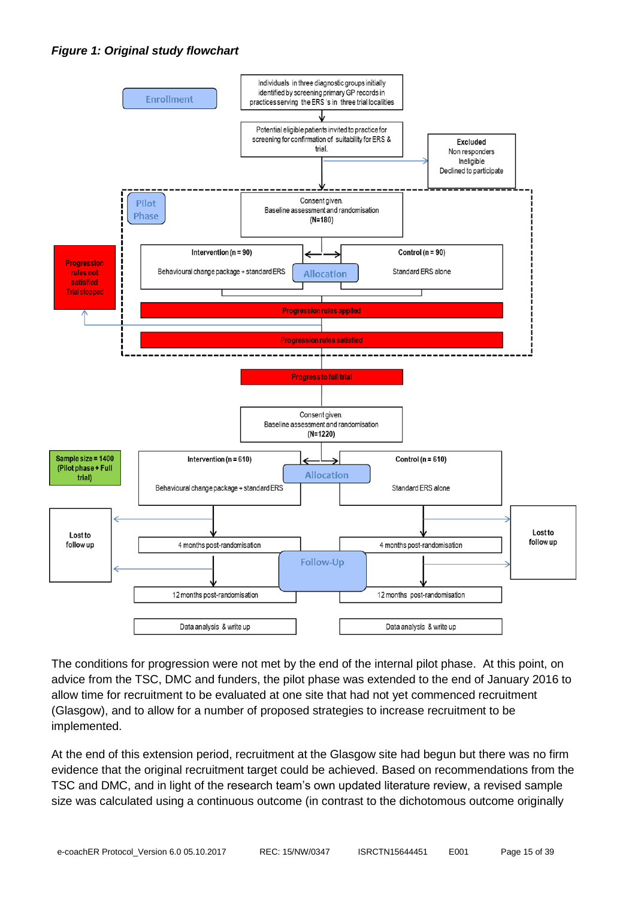***Figure 1: Original study flowchart***

Enrollment

Individuals in three diagnostic groups initially identified by screening primary GP records in practices serving the ERS 's in three trial localities

Potential eligible patients invited to practice for screening for confirmation of suitability for ERS & trial.

Excluded
Non responders
Ineligible
Declined to participate

Pilot Phase

Consent given.
Baseline assessment and randomisation
(N=180)

Intervention (n = 90)
Behavioural change package + standard ERS

Allocation

Control (n = 90)
Standard ERS alone

Progression rules applied

Progression rules not satisfied
Trial stopped

Progression rules satisfied

Progress to full trial

Consent given.
Baseline assessment and randomisation
(N=1220)

Sample size = 1400 (Pilot phase + Full trial)

Intervention (n = 610)
Behavioural change package + standard ERS

Allocation

Control (n = 610)
Standard ERS alone

Lost to follow up

4 months post-randomisation

Follow-Up

12 months post-randomisation

Data analysis & write up

The conditions for progression were not met by the end of the internal pilot phase. At this point, on advice from the TSC, DMC and funders, the pilot phase was extended to the end of January 2016 to allow time for recruitment to be evaluated at one site that had not yet commenced recruitment (Glasgow), and to allow for a number of proposed strategies to increase recruitment to be implemented.

At the end of this extension period, recruitment at the Glasgow site had begun but there was no firm evidence that the original recruitment target could be achieved. Based on recommendations from the TSC and DMC, and in light of the research team's own updated literature review, a revised sample size was calculated using a continuous outcome (in contrast to the dichotomous outcome originally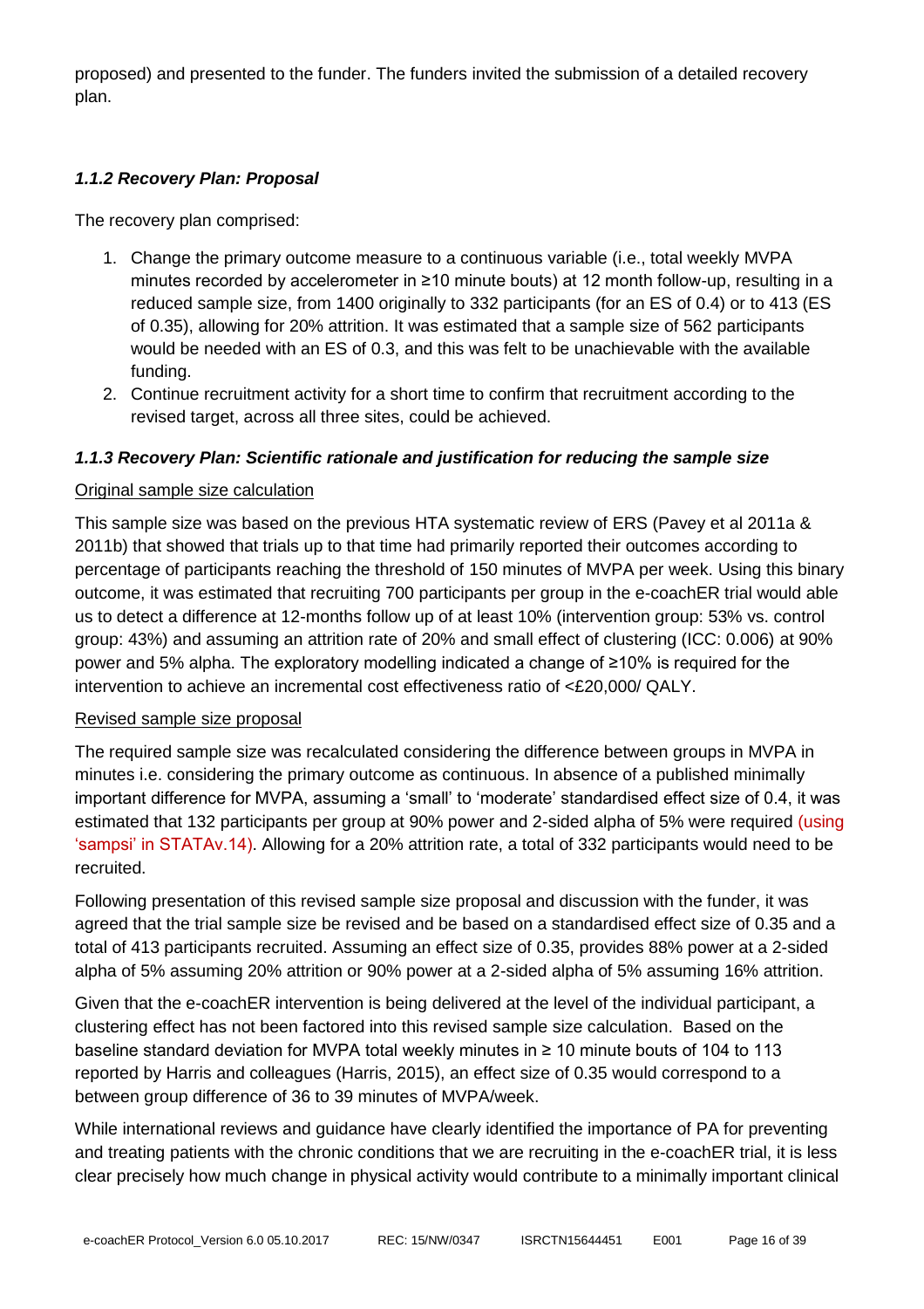proposed) and presented to the funder. The funders invited the submission of a detailed recovery plan.

### *1.1.2 Recovery Plan: Proposal*

The recovery plan comprised:

1. Change the primary outcome measure to a continuous variable (i.e., total weekly MVPA minutes recorded by accelerometer in ≥10 minute bouts) at 12 month follow-up, resulting in a reduced sample size, from 1400 originally to 332 participants (for an ES of 0.4) or to 413 (ES of 0.35), allowing for 20% attrition. It was estimated that a sample size of 562 participants would be needed with an ES of 0.3, and this was felt to be unachievable with the available funding.
2. Continue recruitment activity for a short time to confirm that recruitment according to the revised target, across all three sites, could be achieved.

### *1.1.3 Recovery Plan: Scientific rationale and justification for reducing the sample size*

Original sample size calculation

This sample size was based on the previous HTA systematic review of ERS (Pavey et al 2011a & 2011b) that showed that trials up to that time had primarily reported their outcomes according to percentage of participants reaching the threshold of 150 minutes of MVPA per week. Using this binary outcome, it was estimated that recruiting 700 participants per group in the e-coachER trial would able us to detect a difference at 12-months follow up of at least 10% (intervention group: 53% vs. control group: 43%) and assuming an attrition rate of 20% and small effect of clustering (ICC: 0.006) at 90% power and 5% alpha. The exploratory modelling indicated a change of ≥10% is required for the intervention to achieve an incremental cost effectiveness ratio of <£20,000/ QALY.

Revised sample size proposal

The required sample size was recalculated considering the difference between groups in MVPA in minutes i.e. considering the primary outcome as continuous. In absence of a published minimally important difference for MVPA, assuming a 'small' to 'moderate' standardised effect size of 0.4, it was estimated that 132 participants per group at 90% power and 2-sided alpha of 5% were required (using 'sampsi' in STATAv.14). Allowing for a 20% attrition rate, a total of 332 participants would need to be recruited.

Following presentation of this revised sample size proposal and discussion with the funder, it was agreed that the trial sample size be revised and be based on a standardised effect size of 0.35 and a total of 413 participants recruited. Assuming an effect size of 0.35, provides 88% power at a 2-sided alpha of 5% assuming 20% attrition or 90% power at a 2-sided alpha of 5% assuming 16% attrition.

Given that the e-coachER intervention is being delivered at the level of the individual participant, a clustering effect has not been factored into this revised sample size calculation. Based on the baseline standard deviation for MVPA total weekly minutes in ≥ 10 minute bouts of 104 to 113 reported by Harris and colleagues (Harris, 2015), an effect size of 0.35 would correspond to a between group difference of 36 to 39 minutes of MVPA/week.

While international reviews and guidance have clearly identified the importance of PA for preventing and treating patients with the chronic conditions that we are recruiting in the e-coachER trial, it is less clear precisely how much change in physical activity would contribute to a minimally important clinical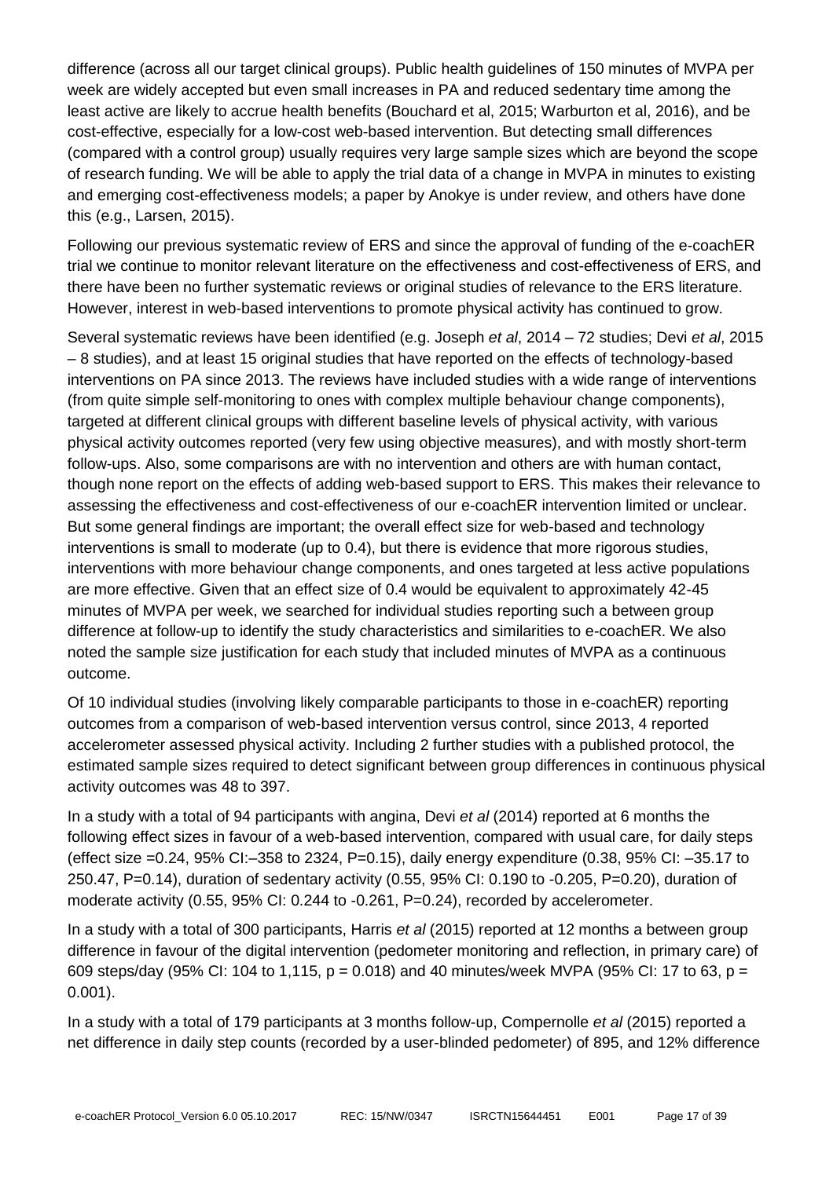difference (across all our target clinical groups). Public health guidelines of 150 minutes of MVPA per week are widely accepted but even small increases in PA and reduced sedentary time among the least active are likely to accrue health benefits (Bouchard et al, 2015; Warburton et al, 2016), and be cost-effective, especially for a low-cost web-based intervention. But detecting small differences (compared with a control group) usually requires very large sample sizes which are beyond the scope of research funding. We will be able to apply the trial data of a change in MVPA in minutes to existing and emerging cost-effectiveness models; a paper by Anokye is under review, and others have done this (e.g., Larsen, 2015).

Following our previous systematic review of ERS and since the approval of funding of the e-coachER trial we continue to monitor relevant literature on the effectiveness and cost-effectiveness of ERS, and there have been no further systematic reviews or original studies of relevance to the ERS literature. However, interest in web-based interventions to promote physical activity has continued to grow.

Several systematic reviews have been identified (e.g. Joseph *et al*, 2014 – 72 studies; Devi *et al*, 2015 – 8 studies), and at least 15 original studies that have reported on the effects of technology-based interventions on PA since 2013. The reviews have included studies with a wide range of interventions (from quite simple self-monitoring to ones with complex multiple behaviour change components), targeted at different clinical groups with different baseline levels of physical activity, with various physical activity outcomes reported (very few using objective measures), and with mostly short-term follow-ups. Also, some comparisons are with no intervention and others are with human contact, though none report on the effects of adding web-based support to ERS. This makes their relevance to assessing the effectiveness and cost-effectiveness of our e-coachER intervention limited or unclear. But some general findings are important; the overall effect size for web-based and technology interventions is small to moderate (up to 0.4), but there is evidence that more rigorous studies, interventions with more behaviour change components, and ones targeted at less active populations are more effective. Given that an effect size of 0.4 would be equivalent to approximately 42-45 minutes of MVPA per week, we searched for individual studies reporting such a between group difference at follow-up to identify the study characteristics and similarities to e-coachER. We also noted the sample size justification for each study that included minutes of MVPA as a continuous outcome.

Of 10 individual studies (involving likely comparable participants to those in e-coachER) reporting outcomes from a comparison of web-based intervention versus control, since 2013, 4 reported accelerometer assessed physical activity. Including 2 further studies with a published protocol, the estimated sample sizes required to detect significant between group differences in continuous physical activity outcomes was 48 to 397.

In a study with a total of 94 participants with angina, Devi *et al* (2014) reported at 6 months the following effect sizes in favour of a web-based intervention, compared with usual care, for daily steps (effect size =0.24, 95% CI:–358 to 2324, P=0.15), daily energy expenditure (0.38, 95% CI: –35.17 to 250.47, P=0.14), duration of sedentary activity (0.55, 95% CI: 0.190 to -0.205, P=0.20), duration of moderate activity (0.55, 95% CI: 0.244 to -0.261, P=0.24), recorded by accelerometer.

In a study with a total of 300 participants, Harris *et al* (2015) reported at 12 months a between group difference in favour of the digital intervention (pedometer monitoring and reflection, in primary care) of 609 steps/day (95% CI: 104 to 1,115, p = 0.018) and 40 minutes/week MVPA (95% CI: 17 to 63, p = 0.001).

In a study with a total of 179 participants at 3 months follow-up, Compernolle *et al* (2015) reported a net difference in daily step counts (recorded by a user-blinded pedometer) of 895, and 12% difference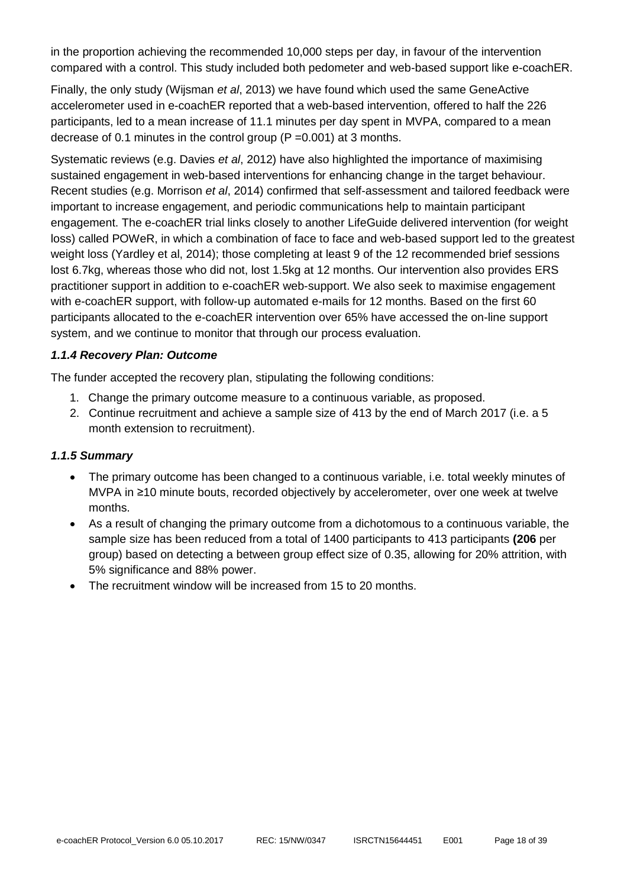in the proportion achieving the recommended 10,000 steps per day, in favour of the intervention compared with a control. This study included both pedometer and web-based support like e-coachER.

Finally, the only study (Wijsman *et al*, 2013) we have found which used the same GeneActive accelerometer used in e-coachER reported that a web-based intervention, offered to half the 226 participants, led to a mean increase of 11.1 minutes per day spent in MVPA, compared to a mean decrease of 0.1 minutes in the control group (P =0.001) at 3 months.

Systematic reviews (e.g. Davies *et al*, 2012) have also highlighted the importance of maximising sustained engagement in web-based interventions for enhancing change in the target behaviour. Recent studies (e.g. Morrison *et al*, 2014) confirmed that self-assessment and tailored feedback were important to increase engagement, and periodic communications help to maintain participant engagement. The e-coachER trial links closely to another LifeGuide delivered intervention (for weight loss) called POWeR, in which a combination of face to face and web-based support led to the greatest weight loss (Yardley et al, 2014); those completing at least 9 of the 12 recommended brief sessions lost 6.7kg, whereas those who did not, lost 1.5kg at 12 months. Our intervention also provides ERS practitioner support in addition to e-coachER web-support. We also seek to maximise engagement with e-coachER support, with follow-up automated e-mails for 12 months. Based on the first 60 participants allocated to the e-coachER intervention over 65% have accessed the on-line support system, and we continue to monitor that through our process evaluation.

### *1.1.4 Recovery Plan: Outcome*

The funder accepted the recovery plan, stipulating the following conditions:

1. Change the primary outcome measure to a continuous variable, as proposed.
2. Continue recruitment and achieve a sample size of 413 by the end of March 2017 (i.e. a 5 month extension to recruitment).

### *1.1.5 Summary*

- The primary outcome has been changed to a continuous variable, i.e. total weekly minutes of MVPA in ≥10 minute bouts, recorded objectively by accelerometer, over one week at twelve months.
- As a result of changing the primary outcome from a dichotomous to a continuous variable, the sample size has been reduced from a total of 1400 participants to 413 participants **(206** per group) based on detecting a between group effect size of 0.35, allowing for 20% attrition, with 5% significance and 88% power.
- The recruitment window will be increased from 15 to 20 months.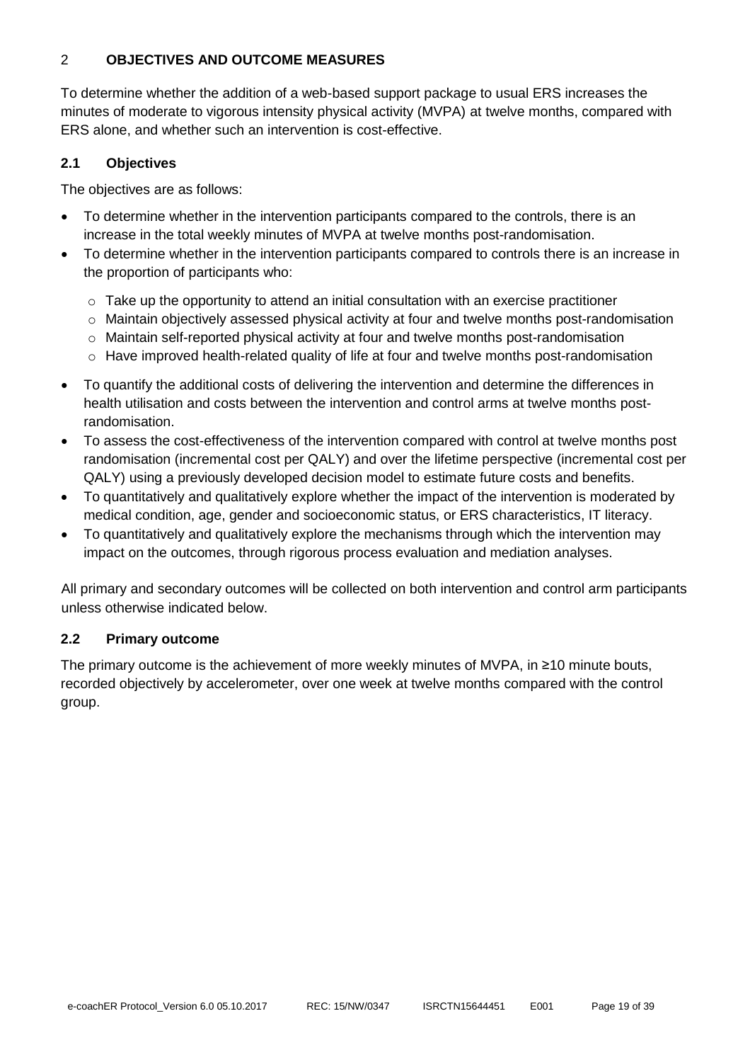## 2 OBJECTIVES AND OUTCOME MEASURES

To determine whether the addition of a web-based support package to usual ERS increases the minutes of moderate to vigorous intensity physical activity (MVPA) at twelve months, compared with ERS alone, and whether such an intervention is cost-effective.

### 2.1 Objectives

The objectives are as follows:

- To determine whether in the intervention participants compared to the controls, there is an increase in the total weekly minutes of MVPA at twelve months post-randomisation.
- To determine whether in the intervention participants compared to controls there is an increase in the proportion of participants who:
  - Take up the opportunity to attend an initial consultation with an exercise practitioner
  - Maintain objectively assessed physical activity at four and twelve months post-randomisation
  - Maintain self-reported physical activity at four and twelve months post-randomisation
  - Have improved health-related quality of life at four and twelve months post-randomisation
- To quantify the additional costs of delivering the intervention and determine the differences in health utilisation and costs between the intervention and control arms at twelve months post-randomisation.
- To assess the cost-effectiveness of the intervention compared with control at twelve months post randomisation (incremental cost per QALY) and over the lifetime perspective (incremental cost per QALY) using a previously developed decision model to estimate future costs and benefits.
- To quantitatively and qualitatively explore whether the impact of the intervention is moderated by medical condition, age, gender and socioeconomic status, or ERS characteristics, IT literacy.
- To quantitatively and qualitatively explore the mechanisms through which the intervention may impact on the outcomes, through rigorous process evaluation and mediation analyses.

All primary and secondary outcomes will be collected on both intervention and control arm participants unless otherwise indicated below.

### 2.2 Primary outcome

The primary outcome is the achievement of more weekly minutes of MVPA, in ≥10 minute bouts, recorded objectively by accelerometer, over one week at twelve months compared with the control group.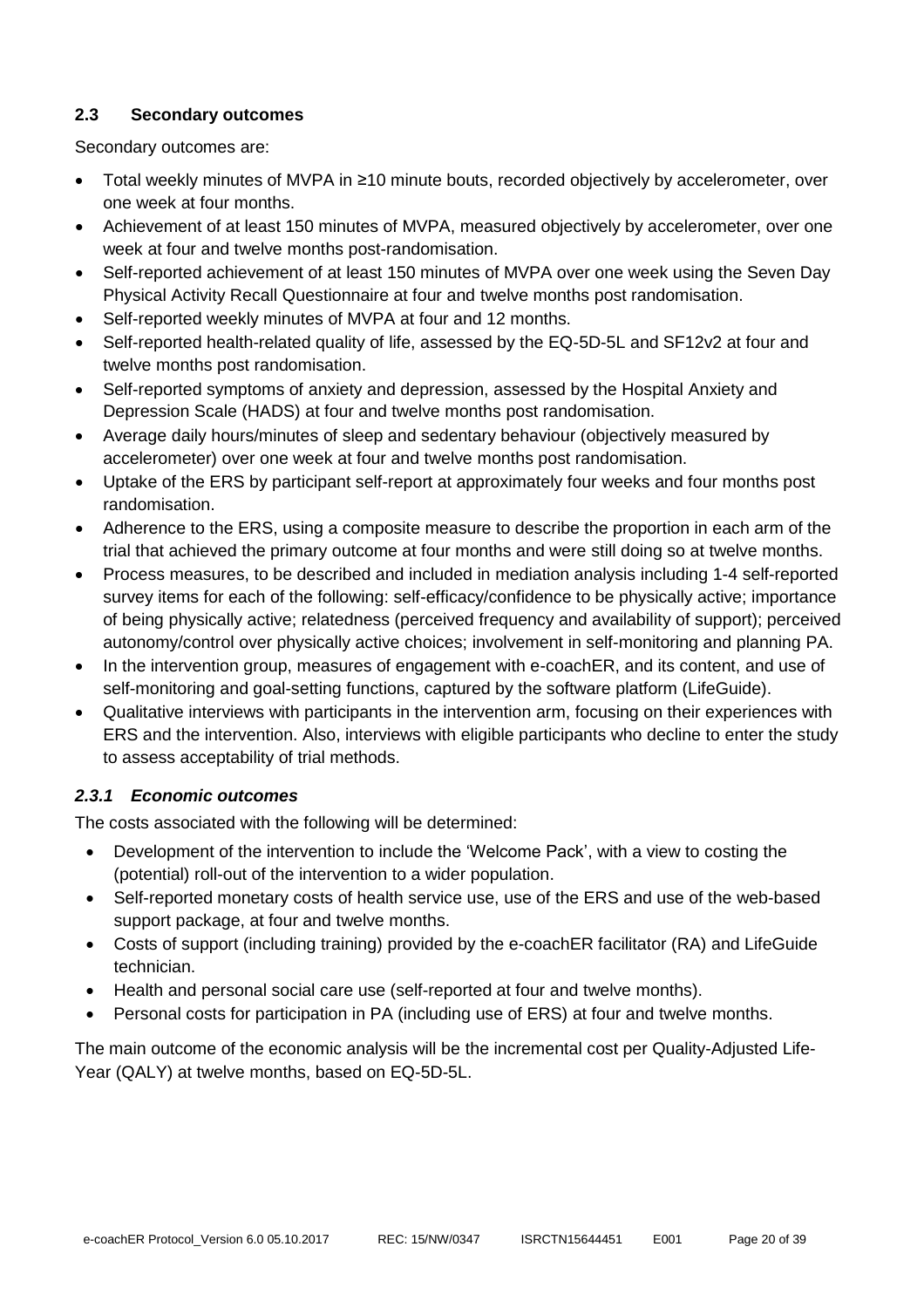### 2.3 Secondary outcomes

Secondary outcomes are:

- Total weekly minutes of MVPA in ≥10 minute bouts, recorded objectively by accelerometer, over one week at four months.
- Achievement of at least 150 minutes of MVPA, measured objectively by accelerometer, over one week at four and twelve months post-randomisation.
- Self-reported achievement of at least 150 minutes of MVPA over one week using the Seven Day Physical Activity Recall Questionnaire at four and twelve months post randomisation.
- Self-reported weekly minutes of MVPA at four and 12 months.
- Self-reported health-related quality of life, assessed by the EQ-5D-5L and SF12v2 at four and twelve months post randomisation.
- Self-reported symptoms of anxiety and depression, assessed by the Hospital Anxiety and Depression Scale (HADS) at four and twelve months post randomisation.
- Average daily hours/minutes of sleep and sedentary behaviour (objectively measured by accelerometer) over one week at four and twelve months post randomisation.
- Uptake of the ERS by participant self-report at approximately four weeks and four months post randomisation.
- Adherence to the ERS, using a composite measure to describe the proportion in each arm of the trial that achieved the primary outcome at four months and were still doing so at twelve months.
- Process measures, to be described and included in mediation analysis including 1-4 self-reported survey items for each of the following: self-efficacy/confidence to be physically active; importance of being physically active; relatedness (perceived frequency and availability of support); perceived autonomy/control over physically active choices; involvement in self-monitoring and planning PA.
- In the intervention group, measures of engagement with e-coachER, and its content, and use of self-monitoring and goal-setting functions, captured by the software platform (LifeGuide).
- Qualitative interviews with participants in the intervention arm, focusing on their experiences with ERS and the intervention. Also, interviews with eligible participants who decline to enter the study to assess acceptability of trial methods.

#### *2.3.1 Economic outcomes*

The costs associated with the following will be determined:

- Development of the intervention to include the 'Welcome Pack', with a view to costing the (potential) roll-out of the intervention to a wider population.
- Self-reported monetary costs of health service use, use of the ERS and use of the web-based support package, at four and twelve months.
- Costs of support (including training) provided by the e-coachER facilitator (RA) and LifeGuide technician.
- Health and personal social care use (self-reported at four and twelve months).
- Personal costs for participation in PA (including use of ERS) at four and twelve months.

The main outcome of the economic analysis will be the incremental cost per Quality-Adjusted Life-Year (QALY) at twelve months, based on EQ-5D-5L.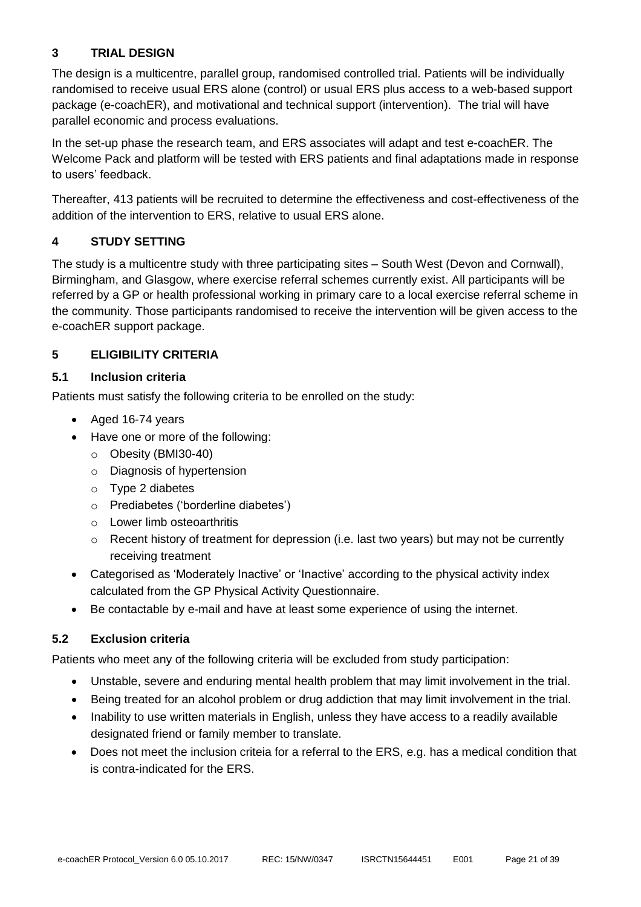## 3 TRIAL DESIGN

The design is a multicentre, parallel group, randomised controlled trial. Patients will be individually randomised to receive usual ERS alone (control) or usual ERS plus access to a web-based support package (e-coachER), and motivational and technical support (intervention). The trial will have parallel economic and process evaluations.

In the set-up phase the research team, and ERS associates will adapt and test e-coachER. The Welcome Pack and platform will be tested with ERS patients and final adaptations made in response to users' feedback.

Thereafter, 413 patients will be recruited to determine the effectiveness and cost-effectiveness of the addition of the intervention to ERS, relative to usual ERS alone.

## 4 STUDY SETTING

The study is a multicentre study with three participating sites – South West (Devon and Cornwall), Birmingham, and Glasgow, where exercise referral schemes currently exist. All participants will be referred by a GP or health professional working in primary care to a local exercise referral scheme in the community. Those participants randomised to receive the intervention will be given access to the e-coachER support package.

## 5 ELIGIBILITY CRITERIA

### 5.1 Inclusion criteria

Patients must satisfy the following criteria to be enrolled on the study:

- Aged 16-74 years
- Have one or more of the following:
  - Obesity (BMI30-40)
  - Diagnosis of hypertension
  - Type 2 diabetes
  - Prediabetes ('borderline diabetes')
  - Lower limb osteoarthritis
  - Recent history of treatment for depression (i.e. last two years) but may not be currently receiving treatment
- Categorised as 'Moderately Inactive' or 'Inactive' according to the physical activity index calculated from the GP Physical Activity Questionnaire.
- Be contactable by e-mail and have at least some experience of using the internet.

### 5.2 Exclusion criteria

Patients who meet any of the following criteria will be excluded from study participation:

- Unstable, severe and enduring mental health problem that may limit involvement in the trial.
- Being treated for an alcohol problem or drug addiction that may limit involvement in the trial.
- Inability to use written materials in English, unless they have access to a readily available designated friend or family member to translate.
- Does not meet the inclusion criteia for a referral to the ERS, e.g. has a medical condition that is contra-indicated for the ERS.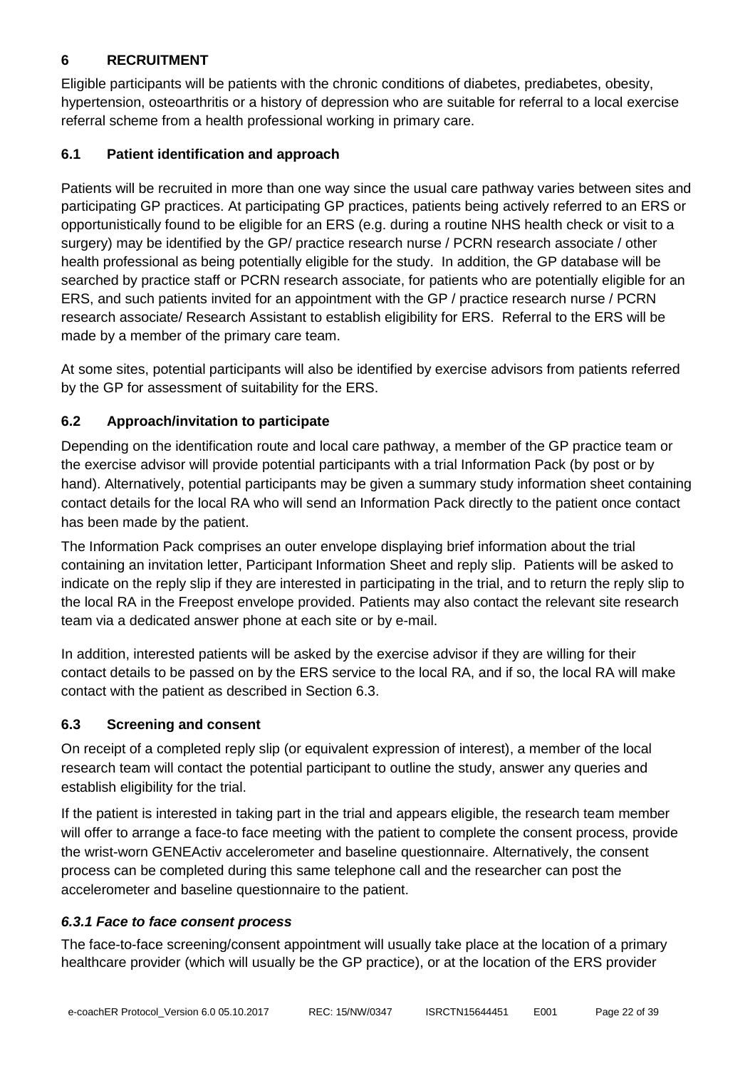## 6 RECRUITMENT

Eligible participants will be patients with the chronic conditions of diabetes, prediabetes, obesity, hypertension, osteoarthritis or a history of depression who are suitable for referral to a local exercise referral scheme from a health professional working in primary care.

### 6.1 Patient identification and approach

Patients will be recruited in more than one way since the usual care pathway varies between sites and participating GP practices. At participating GP practices, patients being actively referred to an ERS or opportunistically found to be eligible for an ERS (e.g. during a routine NHS health check or visit to a surgery) may be identified by the GP/ practice research nurse / PCRN research associate / other health professional as being potentially eligible for the study. In addition, the GP database will be searched by practice staff or PCRN research associate, for patients who are potentially eligible for an ERS, and such patients invited for an appointment with the GP / practice research nurse / PCRN research associate/ Research Assistant to establish eligibility for ERS. Referral to the ERS will be made by a member of the primary care team.

At some sites, potential participants will also be identified by exercise advisors from patients referred by the GP for assessment of suitability for the ERS.

### 6.2 Approach/invitation to participate

Depending on the identification route and local care pathway, a member of the GP practice team or the exercise advisor will provide potential participants with a trial Information Pack (by post or by hand). Alternatively, potential participants may be given a summary study information sheet containing contact details for the local RA who will send an Information Pack directly to the patient once contact has been made by the patient.

The Information Pack comprises an outer envelope displaying brief information about the trial containing an invitation letter, Participant Information Sheet and reply slip. Patients will be asked to indicate on the reply slip if they are interested in participating in the trial, and to return the reply slip to the local RA in the Freepost envelope provided. Patients may also contact the relevant site research team via a dedicated answer phone at each site or by e-mail.

In addition, interested patients will be asked by the exercise advisor if they are willing for their contact details to be passed on by the ERS service to the local RA, and if so, the local RA will make contact with the patient as described in Section 6.3.

### 6.3 Screening and consent

On receipt of a completed reply slip (or equivalent expression of interest), a member of the local research team will contact the potential participant to outline the study, answer any queries and establish eligibility for the trial.

If the patient is interested in taking part in the trial and appears eligible, the research team member will offer to arrange a face-to face meeting with the patient to complete the consent process, provide the wrist-worn GENEActiv accelerometer and baseline questionnaire. Alternatively, the consent process can be completed during this same telephone call and the researcher can post the accelerometer and baseline questionnaire to the patient.

#### *6.3.1 Face to face consent process*

The face-to-face screening/consent appointment will usually take place at the location of a primary healthcare provider (which will usually be the GP practice), or at the location of the ERS provider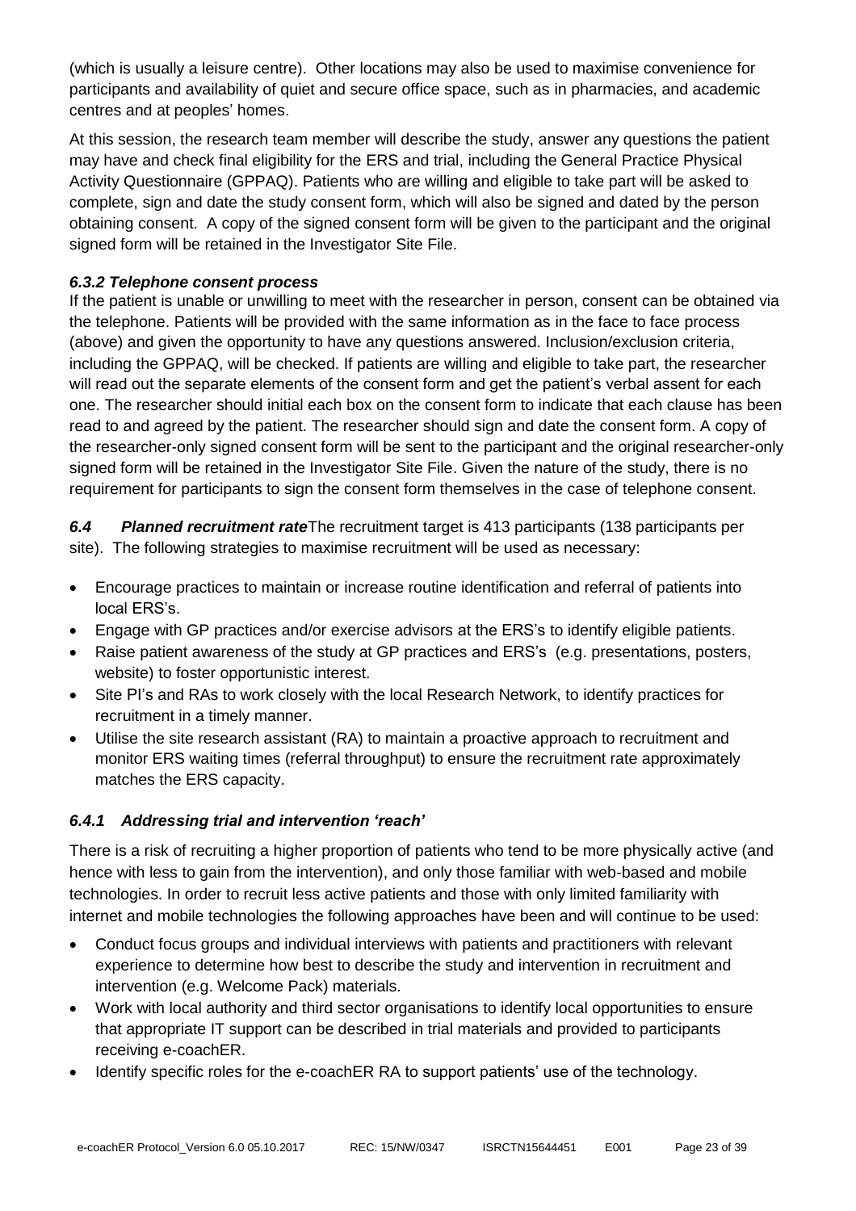(which is usually a leisure centre). Other locations may also be used to maximise convenience for participants and availability of quiet and secure office space, such as in pharmacies, and academic centres and at peoples' homes.

At this session, the research team member will describe the study, answer any questions the patient may have and check final eligibility for the ERS and trial, including the General Practice Physical Activity Questionnaire (GPPAQ). Patients who are willing and eligible to take part will be asked to complete, sign and date the study consent form, which will also be signed and dated by the person obtaining consent. A copy of the signed consent form will be given to the participant and the original signed form will be retained in the Investigator Site File.

#### *6.3.2 Telephone consent process*

If the patient is unable or unwilling to meet with the researcher in person, consent can be obtained via the telephone. Patients will be provided with the same information as in the face to face process (above) and given the opportunity to have any questions answered. Inclusion/exclusion criteria, including the GPPAQ, will be checked. If patients are willing and eligible to take part, the researcher will read out the separate elements of the consent form and get the patient's verbal assent for each one. The researcher should initial each box on the consent form to indicate that each clause has been read to and agreed by the patient. The researcher should sign and date the consent form. A copy of the researcher-only signed consent form will be sent to the participant and the original researcher-only signed form will be retained in the Investigator Site File. Given the nature of the study, there is no requirement for participants to sign the consent form themselves in the case of telephone consent.

### *6.4 Planned recruitment rate*

The recruitment target is 413 participants (138 participants per site). The following strategies to maximise recruitment will be used as necessary:

- Encourage practices to maintain or increase routine identification and referral of patients into local ERS's.
- Engage with GP practices and/or exercise advisors at the ERS's to identify eligible patients.
- Raise patient awareness of the study at GP practices and ERS's (e.g. presentations, posters, website) to foster opportunistic interest.
- Site PI's and RAs to work closely with the local Research Network, to identify practices for recruitment in a timely manner.
- Utilise the site research assistant (RA) to maintain a proactive approach to recruitment and monitor ERS waiting times (referral throughput) to ensure the recruitment rate approximately matches the ERS capacity.

#### *6.4.1 Addressing trial and intervention 'reach'*

There is a risk of recruiting a higher proportion of patients who tend to be more physically active (and hence with less to gain from the intervention), and only those familiar with web-based and mobile technologies. In order to recruit less active patients and those with only limited familiarity with internet and mobile technologies the following approaches have been and will continue to be used:

- Conduct focus groups and individual interviews with patients and practitioners with relevant experience to determine how best to describe the study and intervention in recruitment and intervention (e.g. Welcome Pack) materials.
- Work with local authority and third sector organisations to identify local opportunities to ensure that appropriate IT support can be described in trial materials and provided to participants receiving e-coachER.
- Identify specific roles for the e-coachER RA to support patients' use of the technology.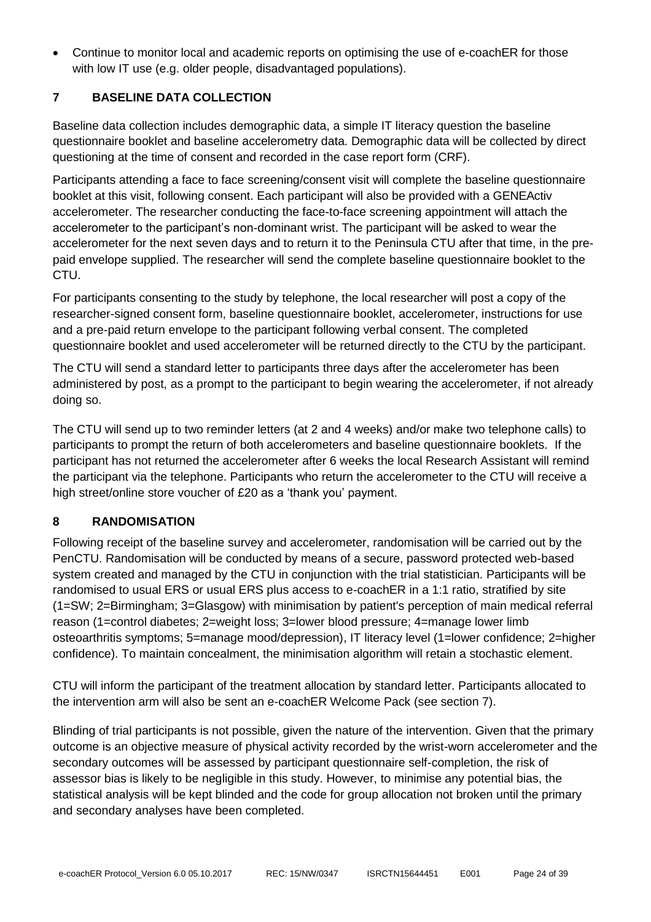- Continue to monitor local and academic reports on optimising the use of e-coachER for those with low IT use (e.g. older people, disadvantaged populations).

## 7 BASELINE DATA COLLECTION

Baseline data collection includes demographic data, a simple IT literacy question the baseline questionnaire booklet and baseline accelerometry data. Demographic data will be collected by direct questioning at the time of consent and recorded in the case report form (CRF).

Participants attending a face to face screening/consent visit will complete the baseline questionnaire booklet at this visit, following consent. Each participant will also be provided with a GENEActiv accelerometer. The researcher conducting the face-to-face screening appointment will attach the accelerometer to the participant's non-dominant wrist. The participant will be asked to wear the accelerometer for the next seven days and to return it to the Peninsula CTU after that time, in the pre-paid envelope supplied. The researcher will send the complete baseline questionnaire booklet to the CTU.

For participants consenting to the study by telephone, the local researcher will post a copy of the researcher-signed consent form, baseline questionnaire booklet, accelerometer, instructions for use and a pre-paid return envelope to the participant following verbal consent. The completed questionnaire booklet and used accelerometer will be returned directly to the CTU by the participant.

The CTU will send a standard letter to participants three days after the accelerometer has been administered by post, as a prompt to the participant to begin wearing the accelerometer, if not already doing so.

The CTU will send up to two reminder letters (at 2 and 4 weeks) and/or make two telephone calls) to participants to prompt the return of both accelerometers and baseline questionnaire booklets. If the participant has not returned the accelerometer after 6 weeks the local Research Assistant will remind the participant via the telephone. Participants who return the accelerometer to the CTU will receive a high street/online store voucher of £20 as a 'thank you' payment.

## 8 RANDOMISATION

Following receipt of the baseline survey and accelerometer, randomisation will be carried out by the PenCTU. Randomisation will be conducted by means of a secure, password protected web-based system created and managed by the CTU in conjunction with the trial statistician. Participants will be randomised to usual ERS or usual ERS plus access to e-coachER in a 1:1 ratio, stratified by site (1=SW; 2=Birmingham; 3=Glasgow) with minimisation by patient's perception of main medical referral reason (1=control diabetes; 2=weight loss; 3=lower blood pressure; 4=manage lower limb osteoarthritis symptoms; 5=manage mood/depression), IT literacy level (1=lower confidence; 2=higher confidence). To maintain concealment, the minimisation algorithm will retain a stochastic element.

CTU will inform the participant of the treatment allocation by standard letter. Participants allocated to the intervention arm will also be sent an e-coachER Welcome Pack (see section 7).

Blinding of trial participants is not possible, given the nature of the intervention. Given that the primary outcome is an objective measure of physical activity recorded by the wrist-worn accelerometer and the secondary outcomes will be assessed by participant questionnaire self-completion, the risk of assessor bias is likely to be negligible in this study. However, to minimise any potential bias, the statistical analysis will be kept blinded and the code for group allocation not broken until the primary and secondary analyses have been completed.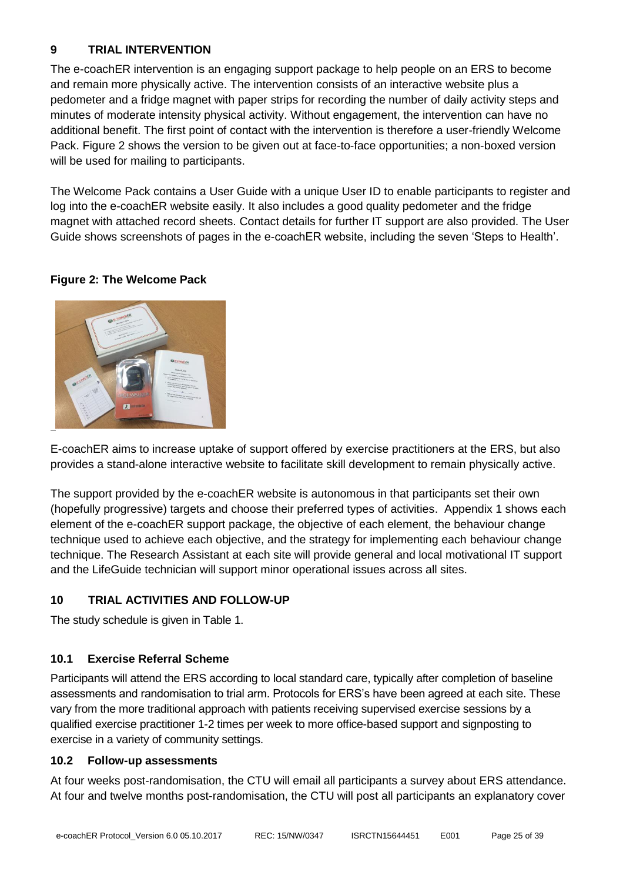## 9 TRIAL INTERVENTION

The e-coachER intervention is an engaging support package to help people on an ERS to become and remain more physically active. The intervention consists of an interactive website plus a pedometer and a fridge magnet with paper strips for recording the number of daily activity steps and minutes of moderate intensity physical activity. Without engagement, the intervention can have no additional benefit. The first point of contact with the intervention is therefore a user-friendly Welcome Pack. Figure 2 shows the version to be given out at face-to-face opportunities; a non-boxed version will be used for mailing to participants.

The Welcome Pack contains a User Guide with a unique User ID to enable participants to register and log into the e-coachER website easily. It also includes a good quality pedometer and the fridge magnet with attached record sheets. Contact details for further IT support are also provided. The User Guide shows screenshots of pages in the e-coachER website, including the seven 'Steps to Health'.

**Figure 2: The Welcome Pack**

E-coachER aims to increase uptake of support offered by exercise practitioners at the ERS, but also provides a stand-alone interactive website to facilitate skill development to remain physically active.

The support provided by the e-coachER website is autonomous in that participants set their own (hopefully progressive) targets and choose their preferred types of activities. Appendix 1 shows each element of the e-coachER support package, the objective of each element, the behaviour change technique used to achieve each objective, and the strategy for implementing each behaviour change technique. The Research Assistant at each site will provide general and local motivational IT support and the LifeGuide technician will support minor operational issues across all sites.

## 10 TRIAL ACTIVITIES AND FOLLOW-UP

The study schedule is given in Table 1.

### 10.1 Exercise Referral Scheme

Participants will attend the ERS according to local standard care, typically after completion of baseline assessments and randomisation to trial arm. Protocols for ERS's have been agreed at each site. These vary from the more traditional approach with patients receiving supervised exercise sessions by a qualified exercise practitioner 1-2 times per week to more office-based support and signposting to exercise in a variety of community settings.

### 10.2 Follow-up assessments

At four weeks post-randomisation, the CTU will email all participants a survey about ERS attendance. At four and twelve months post-randomisation, the CTU will post all participants an explanatory cover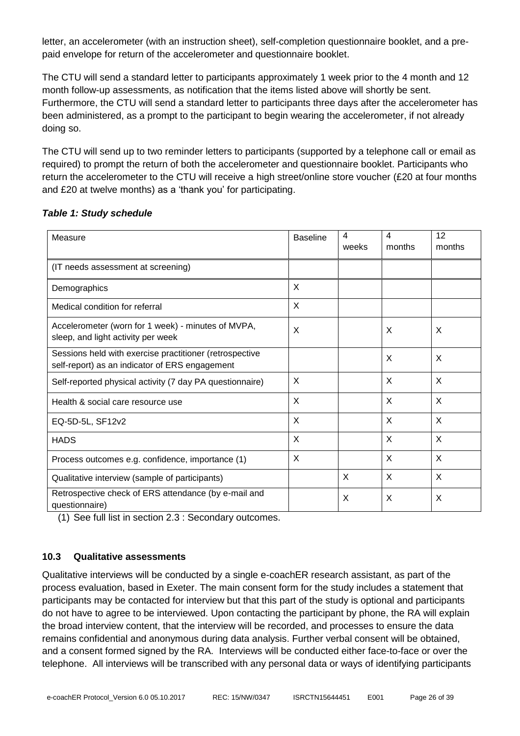letter, an accelerometer (with an instruction sheet), self-completion questionnaire booklet, and a pre-paid envelope for return of the accelerometer and questionnaire booklet.

The CTU will send a standard letter to participants approximately 1 week prior to the 4 month and 12 month follow-up assessments, as notification that the items listed above will shortly be sent. Furthermore, the CTU will send a standard letter to participants three days after the accelerometer has been administered, as a prompt to the participant to begin wearing the accelerometer, if not already doing so.

The CTU will send up to two reminder letters to participants (supported by a telephone call or email as required) to prompt the return of both the accelerometer and questionnaire booklet. Participants who return the accelerometer to the CTU will receive a high street/online store voucher (£20 at four months and £20 at twelve months) as a 'thank you' for participating.

***Table 1: Study schedule***

| Measure | Baseline | 4 weeks | 4 months | 12 months |
|---|---|---|---|---|
| (IT needs assessment at screening) | | | | |
| Demographics | X | | | |
| Medical condition for referral | X | | | |
| Accelerometer (worn for 1 week) - minutes of MVPA, sleep, and light activity per week | X | | X | X |
| Sessions held with exercise practitioner (retrospective self-report) as an indicator of ERS engagement | | | X | X |
| Self-reported physical activity (7 day PA questionnaire) | X | | X | X |
| Health & social care resource use | X | | X | X |
| EQ-5D-5L, SF12v2 | X | | X | X |
| HADS | X | | X | X |
| Process outcomes e.g. confidence, importance (1) | X | | X | X |
| Qualitative interview (sample of participants) | | X | X | X |
| Retrospective check of ERS attendance (by e-mail and questionnaire) | | X | X | X |

(1) See full list in section 2.3 : Secondary outcomes.

### 10.3 Qualitative assessments

Qualitative interviews will be conducted by a single e-coachER research assistant, as part of the process evaluation, based in Exeter. The main consent form for the study includes a statement that participants may be contacted for interview but that this part of the study is optional and participants do not have to agree to be interviewed. Upon contacting the participant by phone, the RA will explain the broad interview content, that the interview will be recorded, and processes to ensure the data remains confidential and anonymous during data analysis. Further verbal consent will be obtained, and a consent formed signed by the RA. Interviews will be conducted either face-to-face or over the telephone. All interviews will be transcribed with any personal data or ways of identifying participants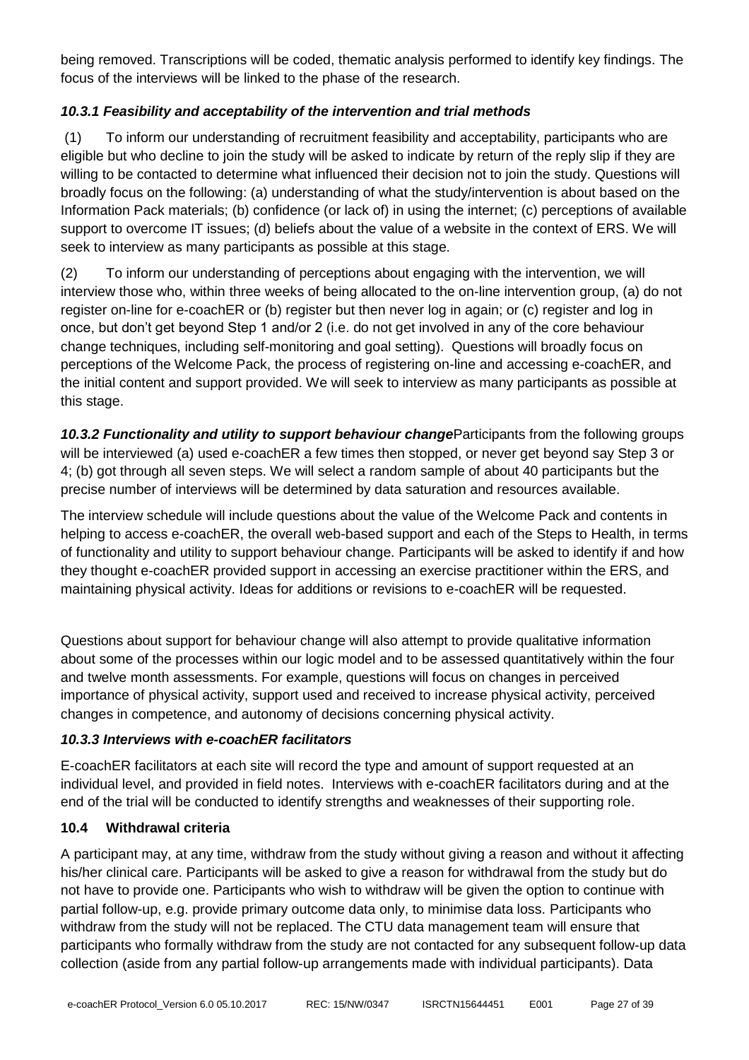being removed. Transcriptions will be coded, thematic analysis performed to identify key findings. The focus of the interviews will be linked to the phase of the research.

### *10.3.1 Feasibility and acceptability of the intervention and trial methods*

(1) To inform our understanding of recruitment feasibility and acceptability, participants who are eligible but who decline to join the study will be asked to indicate by return of the reply slip if they are willing to be contacted to determine what influenced their decision not to join the study. Questions will broadly focus on the following: (a) understanding of what the study/intervention is about based on the Information Pack materials; (b) confidence (or lack of) in using the internet; (c) perceptions of available support to overcome IT issues; (d) beliefs about the value of a website in the context of ERS. We will seek to interview as many participants as possible at this stage.

(2) To inform our understanding of perceptions about engaging with the intervention, we will interview those who, within three weeks of being allocated to the on-line intervention group, (a) do not register on-line for e-coachER or (b) register but then never log in again; or (c) register and log in once, but don't get beyond Step 1 and/or 2 (i.e. do not get involved in any of the core behaviour change techniques, including self-monitoring and goal setting). Questions will broadly focus on perceptions of the Welcome Pack, the process of registering on-line and accessing e-coachER, and the initial content and support provided. We will seek to interview as many participants as possible at this stage.

***10.3.2 Functionality and utility to support behaviour change***Participants from the following groups will be interviewed (a) used e-coachER a few times then stopped, or never get beyond say Step 3 or 4; (b) got through all seven steps. We will select a random sample of about 40 participants but the precise number of interviews will be determined by data saturation and resources available.

The interview schedule will include questions about the value of the Welcome Pack and contents in helping to access e-coachER, the overall web-based support and each of the Steps to Health, in terms of functionality and utility to support behaviour change. Participants will be asked to identify if and how they thought e-coachER provided support in accessing an exercise practitioner within the ERS, and maintaining physical activity. Ideas for additions or revisions to e-coachER will be requested.

Questions about support for behaviour change will also attempt to provide qualitative information about some of the processes within our logic model and to be assessed quantitatively within the four and twelve month assessments. For example, questions will focus on changes in perceived importance of physical activity, support used and received to increase physical activity, perceived changes in competence, and autonomy of decisions concerning physical activity.

### *10.3.3 Interviews with e-coachER facilitators*

E-coachER facilitators at each site will record the type and amount of support requested at an individual level, and provided in field notes. Interviews with e-coachER facilitators during and at the end of the trial will be conducted to identify strengths and weaknesses of their supporting role.

### **10.4 Withdrawal criteria**

A participant may, at any time, withdraw from the study without giving a reason and without it affecting his/her clinical care. Participants will be asked to give a reason for withdrawal from the study but do not have to provide one. Participants who wish to withdraw will be given the option to continue with partial follow-up, e.g. provide primary outcome data only, to minimise data loss. Participants who withdraw from the study will not be replaced. The CTU data management team will ensure that participants who formally withdraw from the study are not contacted for any subsequent follow-up data collection (aside from any partial follow-up arrangements made with individual participants). Data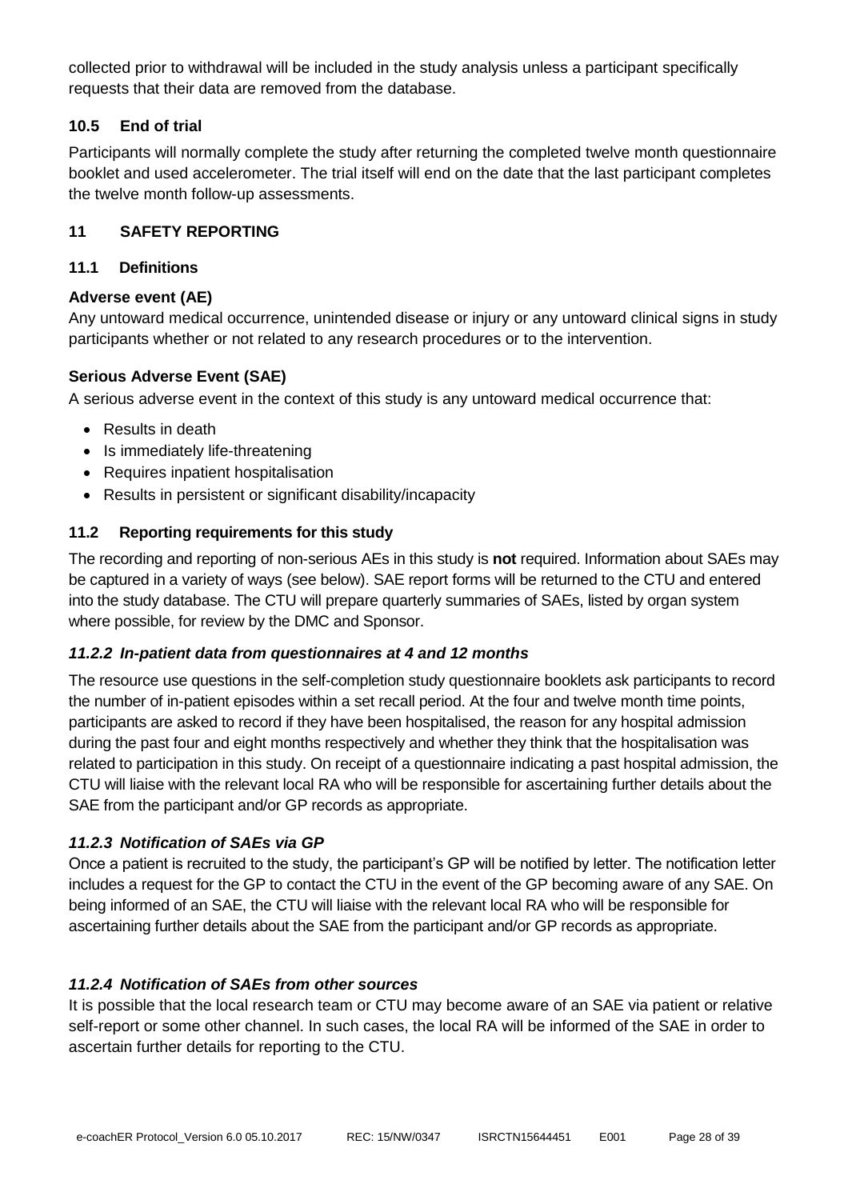collected prior to withdrawal will be included in the study analysis unless a participant specifically requests that their data are removed from the database.

### 10.5 End of trial

Participants will normally complete the study after returning the completed twelve month questionnaire booklet and used accelerometer. The trial itself will end on the date that the last participant completes the twelve month follow-up assessments.

## 11 SAFETY REPORTING

### 11.1 Definitions

**Adverse event (AE)**

Any untoward medical occurrence, unintended disease or injury or any untoward clinical signs in study participants whether or not related to any research procedures or to the intervention.

**Serious Adverse Event (SAE)**

A serious adverse event in the context of this study is any untoward medical occurrence that:

- Results in death
- Is immediately life-threatening
- Requires inpatient hospitalisation
- Results in persistent or significant disability/incapacity

### 11.2 Reporting requirements for this study

The recording and reporting of non-serious AEs in this study is **not** required. Information about SAEs may be captured in a variety of ways (see below). SAE report forms will be returned to the CTU and entered into the study database. The CTU will prepare quarterly summaries of SAEs, listed by organ system where possible, for review by the DMC and Sponsor.

#### *11.2.2 In-patient data from questionnaires at 4 and 12 months*

The resource use questions in the self-completion study questionnaire booklets ask participants to record the number of in-patient episodes within a set recall period. At the four and twelve month time points, participants are asked to record if they have been hospitalised, the reason for any hospital admission during the past four and eight months respectively and whether they think that the hospitalisation was related to participation in this study. On receipt of a questionnaire indicating a past hospital admission, the CTU will liaise with the relevant local RA who will be responsible for ascertaining further details about the SAE from the participant and/or GP records as appropriate.

#### *11.2.3 Notification of SAEs via GP*

Once a patient is recruited to the study, the participant's GP will be notified by letter. The notification letter includes a request for the GP to contact the CTU in the event of the GP becoming aware of any SAE. On being informed of an SAE, the CTU will liaise with the relevant local RA who will be responsible for ascertaining further details about the SAE from the participant and/or GP records as appropriate.

#### *11.2.4 Notification of SAEs from other sources*

It is possible that the local research team or CTU may become aware of an SAE via patient or relative self-report or some other channel. In such cases, the local RA will be informed of the SAE in order to ascertain further details for reporting to the CTU.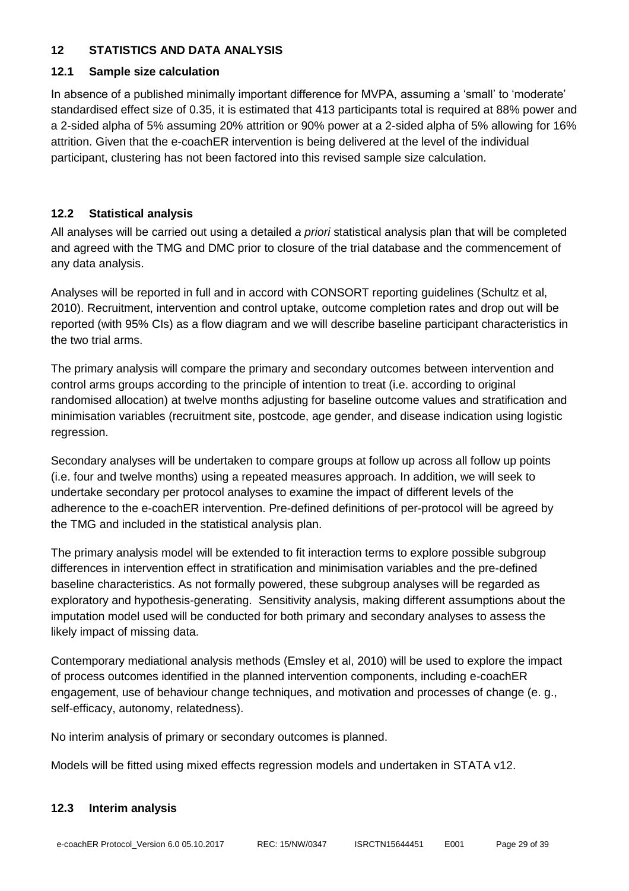## 12 STATISTICS AND DATA ANALYSIS

### 12.1 Sample size calculation

In absence of a published minimally important difference for MVPA, assuming a 'small' to 'moderate' standardised effect size of 0.35, it is estimated that 413 participants total is required at 88% power and a 2-sided alpha of 5% assuming 20% attrition or 90% power at a 2-sided alpha of 5% allowing for 16% attrition. Given that the e-coachER intervention is being delivered at the level of the individual participant, clustering has not been factored into this revised sample size calculation.

### 12.2 Statistical analysis

All analyses will be carried out using a detailed *a priori* statistical analysis plan that will be completed and agreed with the TMG and DMC prior to closure of the trial database and the commencement of any data analysis.

Analyses will be reported in full and in accord with CONSORT reporting guidelines (Schultz et al, 2010). Recruitment, intervention and control uptake, outcome completion rates and drop out will be reported (with 95% CIs) as a flow diagram and we will describe baseline participant characteristics in the two trial arms.

The primary analysis will compare the primary and secondary outcomes between intervention and control arms groups according to the principle of intention to treat (i.e. according to original randomised allocation) at twelve months adjusting for baseline outcome values and stratification and minimisation variables (recruitment site, postcode, age gender, and disease indication using logistic regression.

Secondary analyses will be undertaken to compare groups at follow up across all follow up points (i.e. four and twelve months) using a repeated measures approach. In addition, we will seek to undertake secondary per protocol analyses to examine the impact of different levels of the adherence to the e-coachER intervention. Pre-defined definitions of per-protocol will be agreed by the TMG and included in the statistical analysis plan.

The primary analysis model will be extended to fit interaction terms to explore possible subgroup differences in intervention effect in stratification and minimisation variables and the pre-defined baseline characteristics. As not formally powered, these subgroup analyses will be regarded as exploratory and hypothesis-generating. Sensitivity analysis, making different assumptions about the imputation model used will be conducted for both primary and secondary analyses to assess the likely impact of missing data.

Contemporary mediational analysis methods (Emsley et al, 2010) will be used to explore the impact of process outcomes identified in the planned intervention components, including e-coachER engagement, use of behaviour change techniques, and motivation and processes of change (e. g., self-efficacy, autonomy, relatedness).

No interim analysis of primary or secondary outcomes is planned.

Models will be fitted using mixed effects regression models and undertaken in STATA v12.

### 12.3 Interim analysis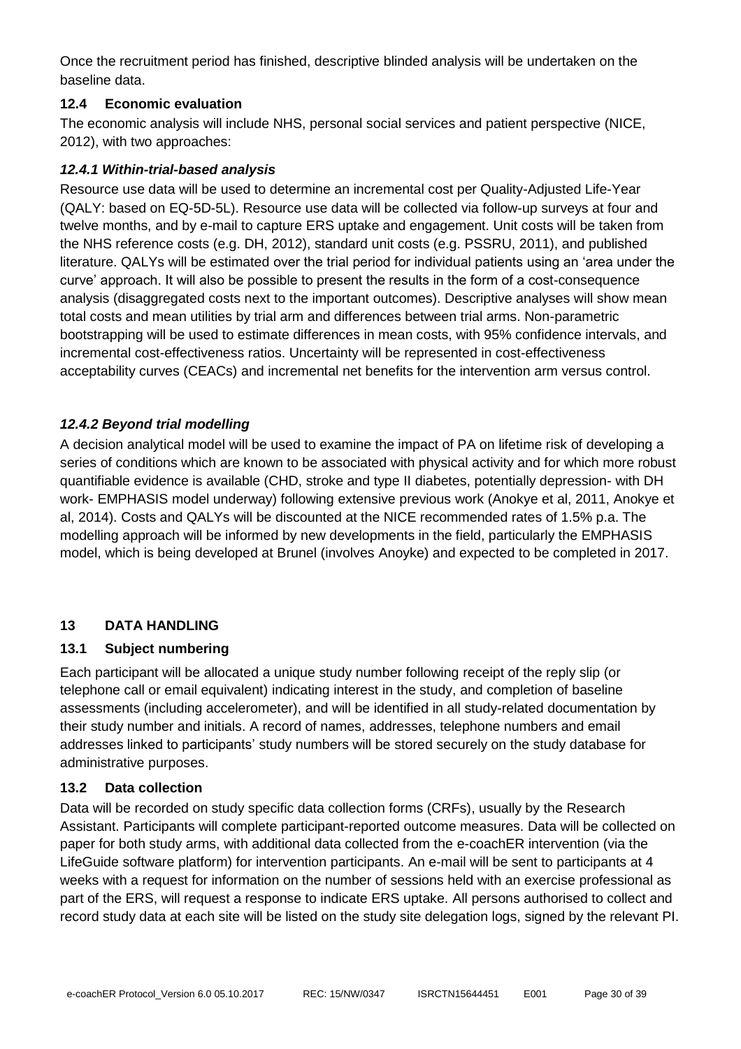Once the recruitment period has finished, descriptive blinded analysis will be undertaken on the baseline data.

### 12.4 Economic evaluation

The economic analysis will include NHS, personal social services and patient perspective (NICE, 2012), with two approaches:

#### *12.4.1 Within-trial-based analysis*

Resource use data will be used to determine an incremental cost per Quality-Adjusted Life-Year (QALY: based on EQ-5D-5L). Resource use data will be collected via follow-up surveys at four and twelve months, and by e-mail to capture ERS uptake and engagement. Unit costs will be taken from the NHS reference costs (e.g. DH, 2012), standard unit costs (e.g. PSSRU, 2011), and published literature. QALYs will be estimated over the trial period for individual patients using an 'area under the curve' approach. It will also be possible to present the results in the form of a cost-consequence analysis (disaggregated costs next to the important outcomes). Descriptive analyses will show mean total costs and mean utilities by trial arm and differences between trial arms. Non-parametric bootstrapping will be used to estimate differences in mean costs, with 95% confidence intervals, and incremental cost-effectiveness ratios. Uncertainty will be represented in cost-effectiveness acceptability curves (CEACs) and incremental net benefits for the intervention arm versus control.

#### *12.4.2 Beyond trial modelling*

A decision analytical model will be used to examine the impact of PA on lifetime risk of developing a series of conditions which are known to be associated with physical activity and for which more robust quantifiable evidence is available (CHD, stroke and type II diabetes, potentially depression- with DH work- EMPHASIS model underway) following extensive previous work (Anokye et al, 2011, Anokye et al, 2014). Costs and QALYs will be discounted at the NICE recommended rates of 1.5% p.a. The modelling approach will be informed by new developments in the field, particularly the EMPHASIS model, which is being developed at Brunel (involves Anoyke) and expected to be completed in 2017.

## 13 DATA HANDLING

### 13.1 Subject numbering

Each participant will be allocated a unique study number following receipt of the reply slip (or telephone call or email equivalent) indicating interest in the study, and completion of baseline assessments (including accelerometer), and will be identified in all study-related documentation by their study number and initials. A record of names, addresses, telephone numbers and email addresses linked to participants' study numbers will be stored securely on the study database for administrative purposes.

### 13.2 Data collection

Data will be recorded on study specific data collection forms (CRFs), usually by the Research Assistant. Participants will complete participant-reported outcome measures. Data will be collected on paper for both study arms, with additional data collected from the e-coachER intervention (via the LifeGuide software platform) for intervention participants. An e-mail will be sent to participants at 4 weeks with a request for information on the number of sessions held with an exercise professional as part of the ERS, will request a response to indicate ERS uptake. All persons authorised to collect and record study data at each site will be listed on the study site delegation logs, signed by the relevant PI.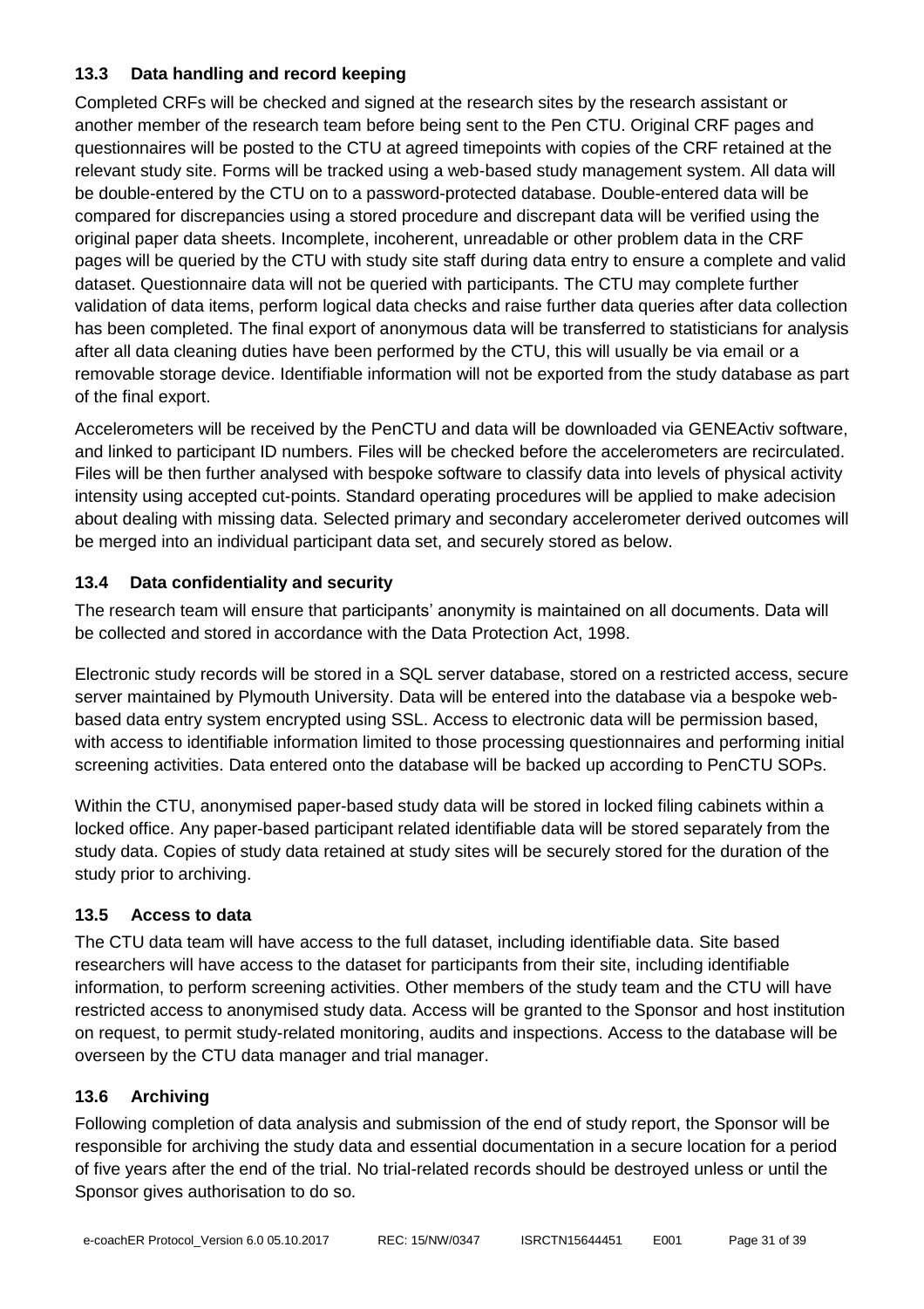### 13.3 Data handling and record keeping

Completed CRFs will be checked and signed at the research sites by the research assistant or another member of the research team before being sent to the Pen CTU. Original CRF pages and questionnaires will be posted to the CTU at agreed timepoints with copies of the CRF retained at the relevant study site. Forms will be tracked using a web-based study management system. All data will be double-entered by the CTU on to a password-protected database. Double-entered data will be compared for discrepancies using a stored procedure and discrepant data will be verified using the original paper data sheets. Incomplete, incoherent, unreadable or other problem data in the CRF pages will be queried by the CTU with study site staff during data entry to ensure a complete and valid dataset. Questionnaire data will not be queried with participants. The CTU may complete further validation of data items, perform logical data checks and raise further data queries after data collection has been completed. The final export of anonymous data will be transferred to statisticians for analysis after all data cleaning duties have been performed by the CTU, this will usually be via email or a removable storage device. Identifiable information will not be exported from the study database as part of the final export.

Accelerometers will be received by the PenCTU and data will be downloaded via GENEActiv software, and linked to participant ID numbers. Files will be checked before the accelerometers are recirculated. Files will be then further analysed with bespoke software to classify data into levels of physical activity intensity using accepted cut-points. Standard operating procedures will be applied to make adecision about dealing with missing data. Selected primary and secondary accelerometer derived outcomes will be merged into an individual participant data set, and securely stored as below.

### 13.4 Data confidentiality and security

The research team will ensure that participants' anonymity is maintained on all documents. Data will be collected and stored in accordance with the Data Protection Act, 1998.

Electronic study records will be stored in a SQL server database, stored on a restricted access, secure server maintained by Plymouth University. Data will be entered into the database via a bespoke web-based data entry system encrypted using SSL. Access to electronic data will be permission based, with access to identifiable information limited to those processing questionnaires and performing initial screening activities. Data entered onto the database will be backed up according to PenCTU SOPs.

Within the CTU, anonymised paper-based study data will be stored in locked filing cabinets within a locked office. Any paper-based participant related identifiable data will be stored separately from the study data. Copies of study data retained at study sites will be securely stored for the duration of the study prior to archiving.

### 13.5 Access to data

The CTU data team will have access to the full dataset, including identifiable data. Site based researchers will have access to the dataset for participants from their site, including identifiable information, to perform screening activities. Other members of the study team and the CTU will have restricted access to anonymised study data. Access will be granted to the Sponsor and host institution on request, to permit study-related monitoring, audits and inspections. Access to the database will be overseen by the CTU data manager and trial manager.

### 13.6 Archiving

Following completion of data analysis and submission of the end of study report, the Sponsor will be responsible for archiving the study data and essential documentation in a secure location for a period of five years after the end of the trial. No trial-related records should be destroyed unless or until the Sponsor gives authorisation to do so.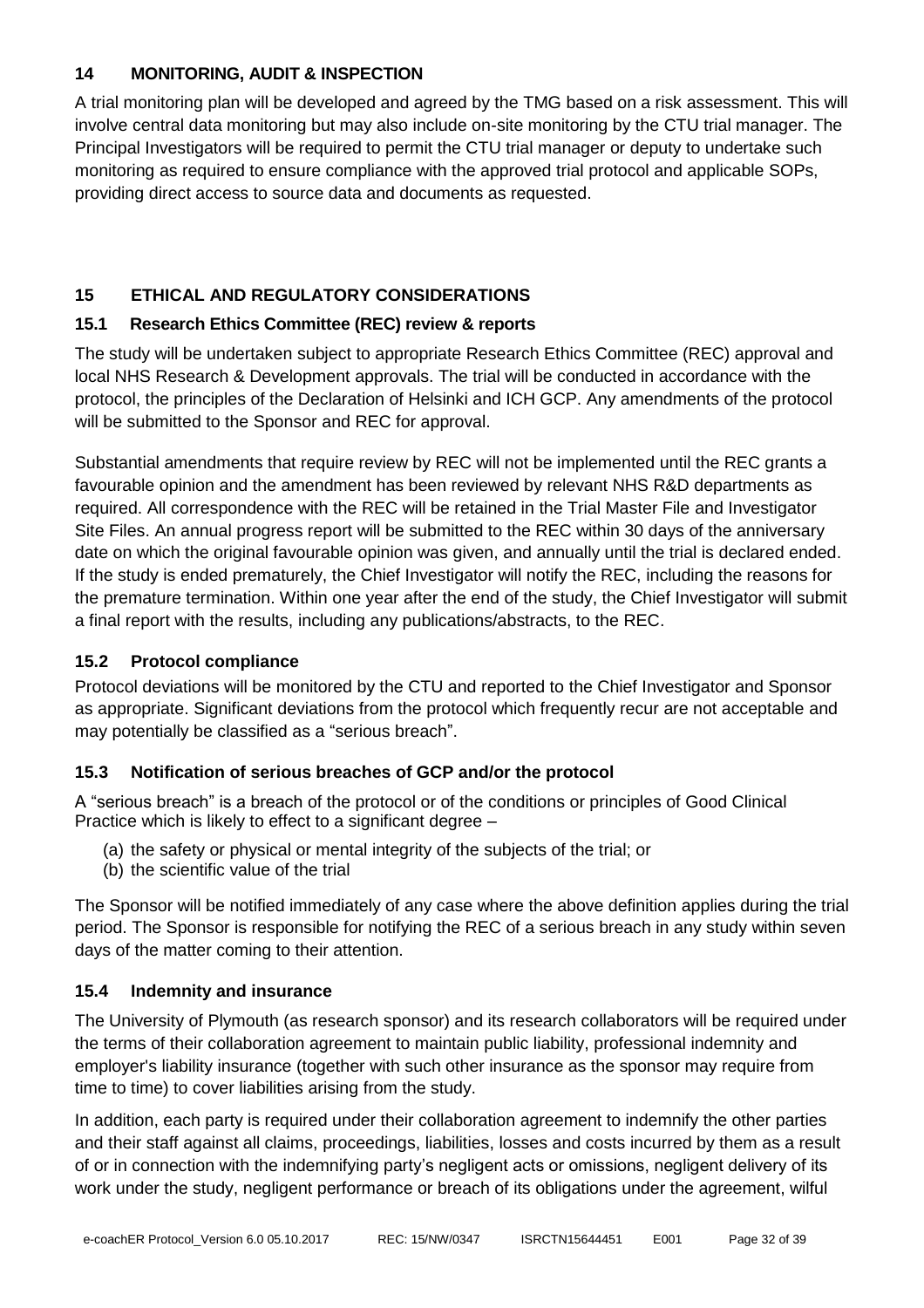## 14 MONITORING, AUDIT & INSPECTION

A trial monitoring plan will be developed and agreed by the TMG based on a risk assessment. This will involve central data monitoring but may also include on-site monitoring by the CTU trial manager. The Principal Investigators will be required to permit the CTU trial manager or deputy to undertake such monitoring as required to ensure compliance with the approved trial protocol and applicable SOPs, providing direct access to source data and documents as requested.

## 15 ETHICAL AND REGULATORY CONSIDERATIONS

### 15.1 Research Ethics Committee (REC) review & reports

The study will be undertaken subject to appropriate Research Ethics Committee (REC) approval and local NHS Research & Development approvals. The trial will be conducted in accordance with the protocol, the principles of the Declaration of Helsinki and ICH GCP. Any amendments of the protocol will be submitted to the Sponsor and REC for approval.

Substantial amendments that require review by REC will not be implemented until the REC grants a favourable opinion and the amendment has been reviewed by relevant NHS R&D departments as required. All correspondence with the REC will be retained in the Trial Master File and Investigator Site Files. An annual progress report will be submitted to the REC within 30 days of the anniversary date on which the original favourable opinion was given, and annually until the trial is declared ended. If the study is ended prematurely, the Chief Investigator will notify the REC, including the reasons for the premature termination. Within one year after the end of the study, the Chief Investigator will submit a final report with the results, including any publications/abstracts, to the REC.

### 15.2 Protocol compliance

Protocol deviations will be monitored by the CTU and reported to the Chief Investigator and Sponsor as appropriate. Significant deviations from the protocol which frequently recur are not acceptable and may potentially be classified as a "serious breach".

### 15.3 Notification of serious breaches of GCP and/or the protocol

A "serious breach" is a breach of the protocol or of the conditions or principles of Good Clinical Practice which is likely to effect to a significant degree –

(a) the safety or physical or mental integrity of the subjects of the trial; or
(b) the scientific value of the trial

The Sponsor will be notified immediately of any case where the above definition applies during the trial period. The Sponsor is responsible for notifying the REC of a serious breach in any study within seven days of the matter coming to their attention.

### 15.4 Indemnity and insurance

The University of Plymouth (as research sponsor) and its research collaborators will be required under the terms of their collaboration agreement to maintain public liability, professional indemnity and employer's liability insurance (together with such other insurance as the sponsor may require from time to time) to cover liabilities arising from the study.

In addition, each party is required under their collaboration agreement to indemnify the other parties and their staff against all claims, proceedings, liabilities, losses and costs incurred by them as a result of or in connection with the indemnifying party's negligent acts or omissions, negligent delivery of its work under the study, negligent performance or breach of its obligations under the agreement, wilful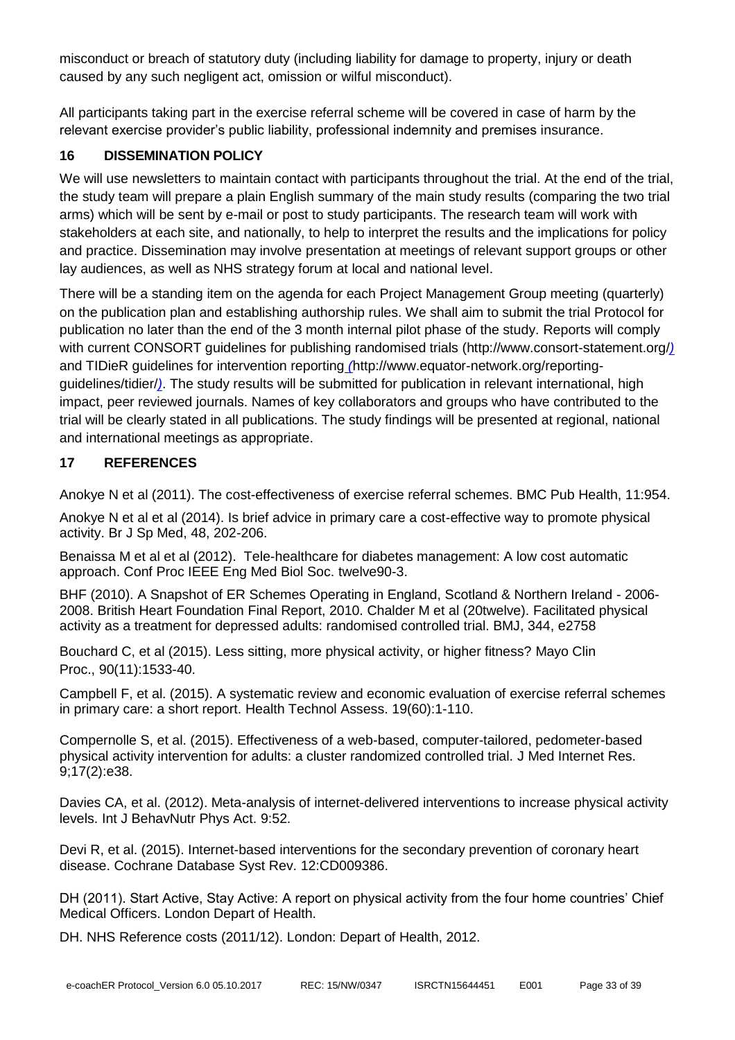misconduct or breach of statutory duty (including liability for damage to property, injury or death caused by any such negligent act, omission or wilful misconduct).

All participants taking part in the exercise referral scheme will be covered in case of harm by the relevant exercise provider's public liability, professional indemnity and premises insurance.

## 16 DISSEMINATION POLICY

We will use newsletters to maintain contact with participants throughout the trial. At the end of the trial, the study team will prepare a plain English summary of the main study results (comparing the two trial arms) which will be sent by e-mail or post to study participants. The research team will work with stakeholders at each site, and nationally, to help to interpret the results and the implications for policy and practice. Dissemination may involve presentation at meetings of relevant support groups or other lay audiences, as well as NHS strategy forum at local and national level.

There will be a standing item on the agenda for each Project Management Group meeting (quarterly) on the publication plan and establishing authorship rules. We shall aim to submit the trial Protocol for publication no later than the end of the 3 month internal pilot phase of the study. Reports will comply with current CONSORT guidelines for publishing randomised trials (http://www.consort-statement.org/) and TIDieR guidelines for intervention reporting (http://www.equator-network.org/reporting-guidelines/tidier/). The study results will be submitted for publication in relevant international, high impact, peer reviewed journals. Names of key collaborators and groups who have contributed to the trial will be clearly stated in all publications. The study findings will be presented at regional, national and international meetings as appropriate.

## 17 REFERENCES

Anokye N et al (2011). The cost-effectiveness of exercise referral schemes. BMC Pub Health, 11:954.

Anokye N et al et al (2014). Is brief advice in primary care a cost-effective way to promote physical activity. Br J Sp Med, 48, 202-206.

Benaissa M et al et al (2012). Tele-healthcare for diabetes management: A low cost automatic approach. Conf Proc IEEE Eng Med Biol Soc. twelve90-3.

BHF (2010). A Snapshot of ER Schemes Operating in England, Scotland & Northern Ireland - 2006-2008. British Heart Foundation Final Report, 2010. Chalder M et al (20twelve). Facilitated physical activity as a treatment for depressed adults: randomised controlled trial. BMJ, 344, e2758

Bouchard C, et al (2015). Less sitting, more physical activity, or higher fitness? Mayo Clin Proc., 90(11):1533-40.

Campbell F, et al. (2015). A systematic review and economic evaluation of exercise referral schemes in primary care: a short report. Health Technol Assess. 19(60):1-110.

Compernolle S, et al. (2015). Effectiveness of a web-based, computer-tailored, pedometer-based physical activity intervention for adults: a cluster randomized controlled trial. J Med Internet Res. 9;17(2):e38.

Davies CA, et al. (2012). Meta-analysis of internet-delivered interventions to increase physical activity levels. Int J BehavNutr Phys Act. 9:52.

Devi R, et al. (2015). Internet-based interventions for the secondary prevention of coronary heart disease. Cochrane Database Syst Rev. 12:CD009386.

DH (2011). Start Active, Stay Active: A report on physical activity from the four home countries' Chief Medical Officers. London Depart of Health.

DH. NHS Reference costs (2011/12). London: Depart of Health, 2012.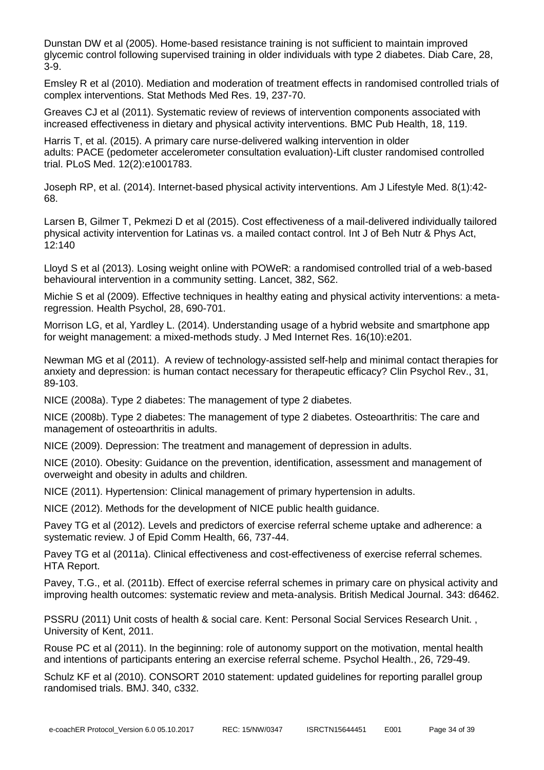Dunstan DW et al (2005). Home-based resistance training is not sufficient to maintain improved glycemic control following supervised training in older individuals with type 2 diabetes. Diab Care, 28, 3-9.

Emsley R et al (2010). Mediation and moderation of treatment effects in randomised controlled trials of complex interventions. Stat Methods Med Res. 19, 237-70.

Greaves CJ et al (2011). Systematic review of reviews of intervention components associated with increased effectiveness in dietary and physical activity interventions. BMC Pub Health, 18, 119.

Harris T, et al. (2015). A primary care nurse-delivered walking intervention in older adults: PACE (pedometer accelerometer consultation evaluation)-Lift cluster randomised controlled trial. PLoS Med. 12(2):e1001783.

Joseph RP, et al. (2014). Internet-based physical activity interventions. Am J Lifestyle Med. 8(1):42-68.

Larsen B, Gilmer T, Pekmezi D et al (2015). Cost effectiveness of a mail-delivered individually tailored physical activity intervention for Latinas vs. a mailed contact control. Int J of Beh Nutr & Phys Act, 12:140

Lloyd S et al (2013). Losing weight online with POWeR: a randomised controlled trial of a web-based behavioural intervention in a community setting. Lancet, 382, S62.

Michie S et al (2009). Effective techniques in healthy eating and physical activity interventions: a meta-regression. Health Psychol, 28, 690-701.

Morrison LG, et al, Yardley L. (2014). Understanding usage of a hybrid website and smartphone app for weight management: a mixed-methods study. J Med Internet Res. 16(10):e201.

Newman MG et al (2011). A review of technology-assisted self-help and minimal contact therapies for anxiety and depression: is human contact necessary for therapeutic efficacy? Clin Psychol Rev., 31, 89-103.

NICE (2008a). Type 2 diabetes: The management of type 2 diabetes.

NICE (2008b). Type 2 diabetes: The management of type 2 diabetes. Osteoarthritis: The care and management of osteoarthritis in adults.

NICE (2009). Depression: The treatment and management of depression in adults.

NICE (2010). Obesity: Guidance on the prevention, identification, assessment and management of overweight and obesity in adults and children.

NICE (2011). Hypertension: Clinical management of primary hypertension in adults.

NICE (2012). Methods for the development of NICE public health guidance.

Pavey TG et al (2012). Levels and predictors of exercise referral scheme uptake and adherence: a systematic review. J of Epid Comm Health, 66, 737-44.

Pavey TG et al (2011a). Clinical effectiveness and cost-effectiveness of exercise referral schemes. HTA Report.

Pavey, T.G., et al. (2011b). Effect of exercise referral schemes in primary care on physical activity and improving health outcomes: systematic review and meta-analysis. British Medical Journal. 343: d6462.

PSSRU (2011) Unit costs of health & social care. Kent: Personal Social Services Research Unit. , University of Kent, 2011.

Rouse PC et al (2011). In the beginning: role of autonomy support on the motivation, mental health and intentions of participants entering an exercise referral scheme. Psychol Health., 26, 729-49.

Schulz KF et al (2010). CONSORT 2010 statement: updated guidelines for reporting parallel group randomised trials. BMJ. 340, c332.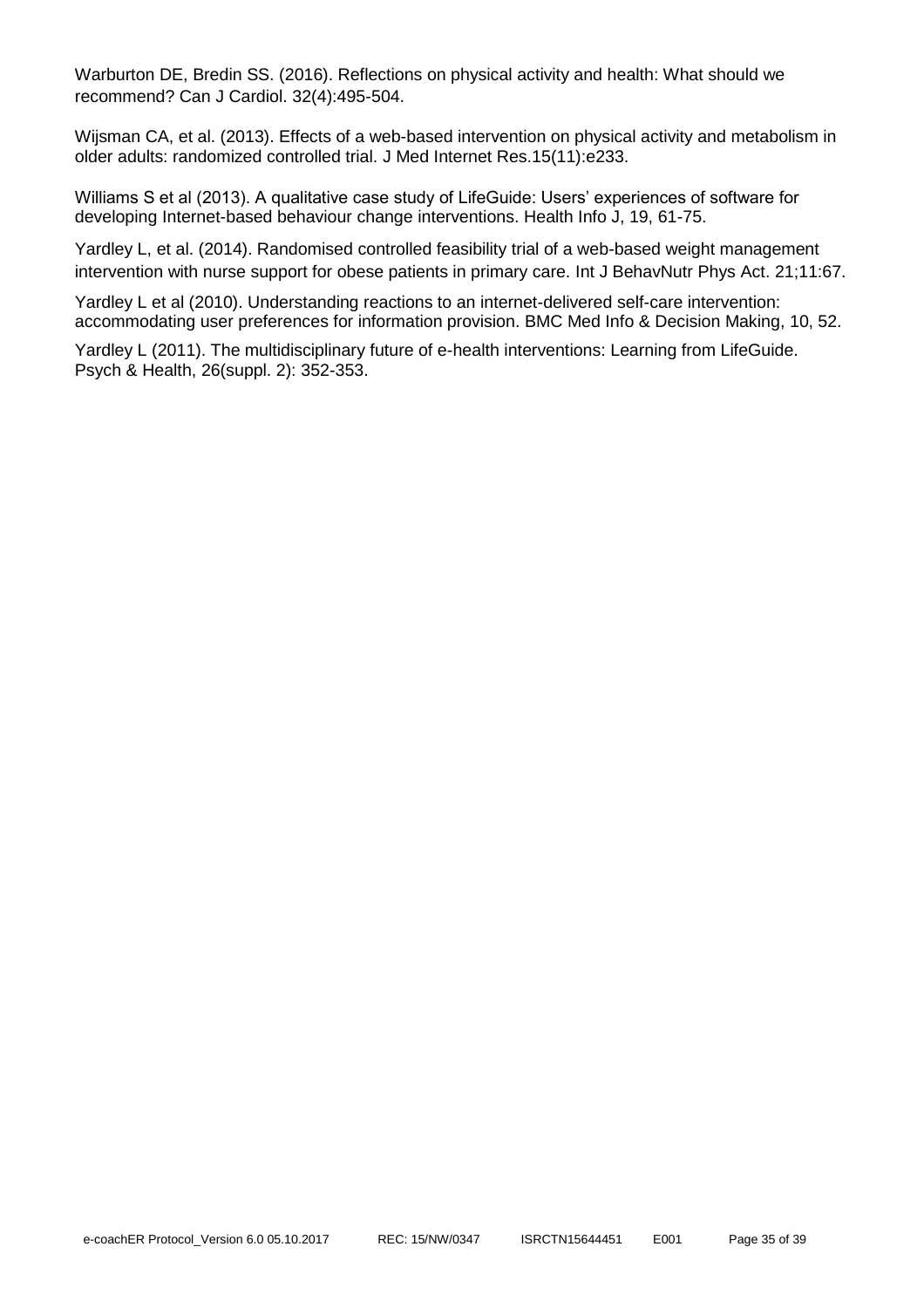Warburton DE, Bredin SS. (2016). Reflections on physical activity and health: What should we recommend? Can J Cardiol. 32(4):495-504.

Wijsman CA, et al. (2013). Effects of a web-based intervention on physical activity and metabolism in older adults: randomized controlled trial. J Med Internet Res.15(11):e233.

Williams S et al (2013). A qualitative case study of LifeGuide: Users' experiences of software for developing Internet-based behaviour change interventions. Health Info J, 19, 61-75.

Yardley L, et al. (2014). Randomised controlled feasibility trial of a web-based weight management intervention with nurse support for obese patients in primary care. Int J BehavNutr Phys Act. 21;11:67.

Yardley L et al (2010). Understanding reactions to an internet-delivered self-care intervention: accommodating user preferences for information provision. BMC Med Info & Decision Making, 10, 52.

Yardley L (2011). The multidisciplinary future of e-health interventions: Learning from LifeGuide. Psych & Health, 26(suppl. 2): 352-353.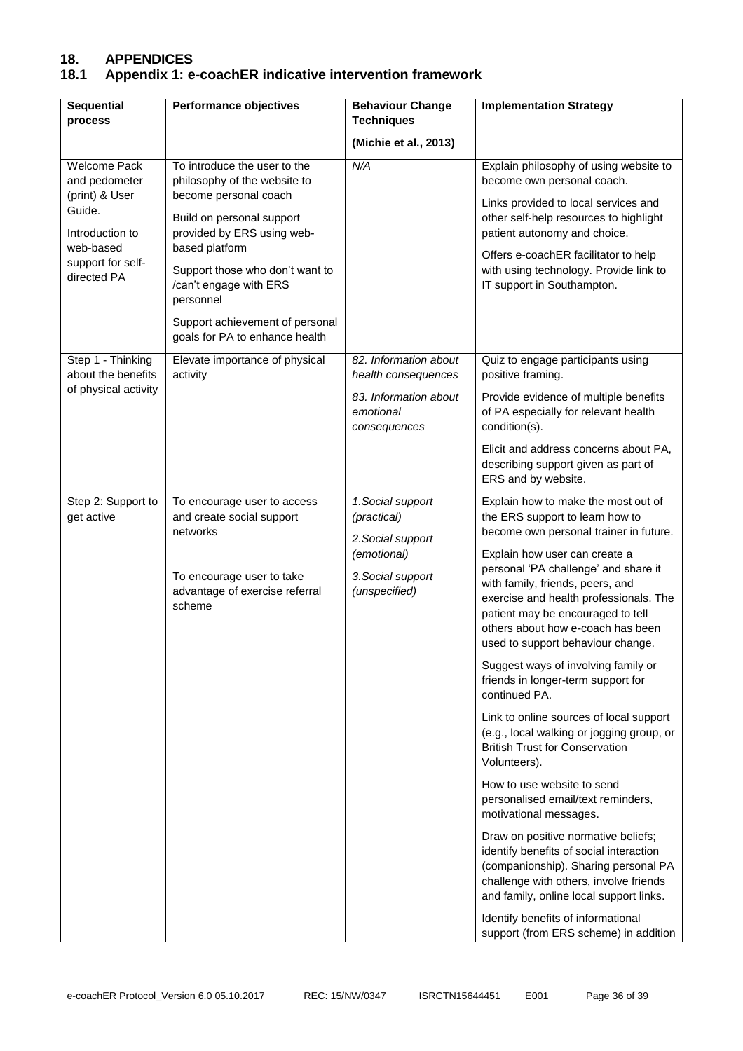# 18. APPENDICES

## 18.1 Appendix 1: e-coachER indicative intervention framework

| Sequential process | Performance objectives | Behaviour Change Techniques<br><br>(Michie et al., 2013) | Implementation Strategy |
|---|---|---|---|
| Welcome Pack and pedometer (print) & User Guide.<br><br>Introduction to web-based support for self-directed PA | To introduce the user to the philosophy of the website to become personal coach<br><br>Build on personal support provided by ERS using web-based platform<br><br>Support those who don't want to /can't engage with ERS personnel<br><br>Support achievement of personal goals for PA to enhance health | *N/A* | Explain philosophy of using website to become own personal coach.<br><br>Links provided to local services and other self-help resources to highlight patient autonomy and choice.<br><br>Offers e-coachER facilitator to help with using technology. Provide link to IT support in Southampton. |
| Step 1 - Thinking about the benefits of physical activity | Elevate importance of physical activity | *82. Information about health consequences*<br><br>*83. Information about emotional consequences* | Quiz to engage participants using positive framing.<br><br>Provide evidence of multiple benefits of PA especially for relevant health condition(s).<br><br>Elicit and address concerns about PA, describing support given as part of ERS and by website. |
| Step 2: Support to get active | To encourage user to access and create social support networks<br><br>To encourage user to take advantage of exercise referral scheme | *1.Social support (practical)*<br><br>*2.Social support (emotional)*<br><br>*3.Social support (unspecified)* | Explain how to make the most out of the ERS support to learn how to become own personal trainer in future.<br><br>Explain how user can create a personal 'PA challenge' and share it with family, friends, peers, and exercise and health professionals. The patient may be encouraged to tell others about how e-coach has been used to support behaviour change.<br><br>Suggest ways of involving family or friends in longer-term support for continued PA.<br><br>Link to online sources of local support (e.g., local walking or jogging group, or British Trust for Conservation Volunteers).<br><br>How to use website to send personalised email/text reminders, motivational messages.<br><br>Draw on positive normative beliefs; identify benefits of social interaction (companionship). Sharing personal PA challenge with others, involve friends and family, online local support links.<br><br>Identify benefits of informational support (from ERS scheme) in addition |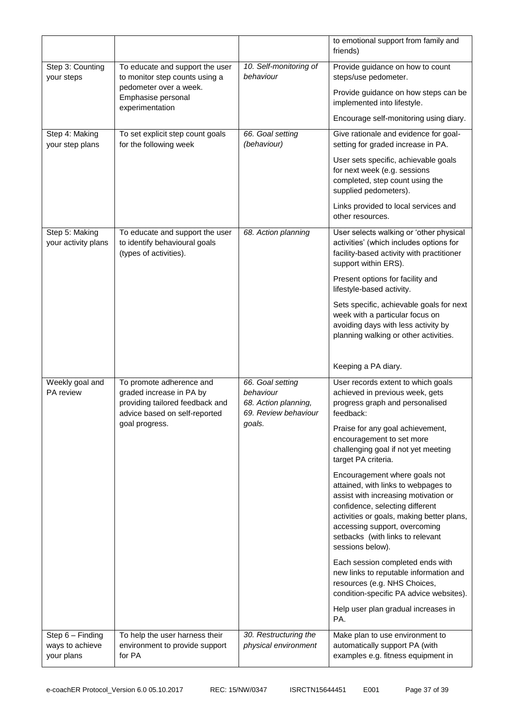| | | | |
|---|---|---|---|
| | | | to emotional support from family and friends) |
| Step 3: Counting your steps | To educate and support the user to monitor step counts using a pedometer over a week. Emphasise personal experimentation | *10. Self-monitoring of behaviour* | Provide guidance on how to count steps/use pedometer.<br><br>Provide guidance on how steps can be implemented into lifestyle.<br><br>Encourage self-monitoring using diary. |
| Step 4: Making your step plans | To set explicit step count goals for the following week | *66. Goal setting (behaviour)* | Give rationale and evidence for goal-setting for graded increase in PA.<br><br>User sets specific, achievable goals for next week (e.g. sessions completed, step count using the supplied pedometers).<br><br>Links provided to local services and other resources. |
| Step 5: Making your activity plans | To educate and support the user to identify behavioural goals (types of activities). | *68. Action planning* | User selects walking or 'other physical activities' (which includes options for facility-based activity with practitioner support within ERS).<br><br>Present options for facility and lifestyle-based activity.<br><br>Sets specific, achievable goals for next week with a particular focus on avoiding days with less activity by planning walking or other activities.<br><br>Keeping a PA diary. |
| Weekly goal and PA review | To promote adherence and graded increase in PA by providing tailored feedback and advice based on self-reported goal progress. | *66. Goal setting behaviour*<br>*68. Action planning,*<br>*69. Review behaviour goals.* | User records extent to which goals achieved in previous week, gets progress graph and personalised feedback:<br><br>Praise for any goal achievement, encouragement to set more challenging goal if not yet meeting target PA criteria.<br><br>Encouragement where goals not attained, with links to webpages to assist with increasing motivation or confidence, selecting different activities or goals, making better plans, accessing support, overcoming setbacks (with links to relevant sessions below).<br><br>Each session completed ends with new links to reputable information and resources (e.g. NHS Choices, condition-specific PA advice websites).<br><br>Help user plan gradual increases in PA. |
| Step 6 – Finding ways to achieve your plans | To help the user harness their environment to provide support for PA | *30. Restructuring the physical environment* | Make plan to use environment to automatically support PA (with examples e.g. fitness equipment in |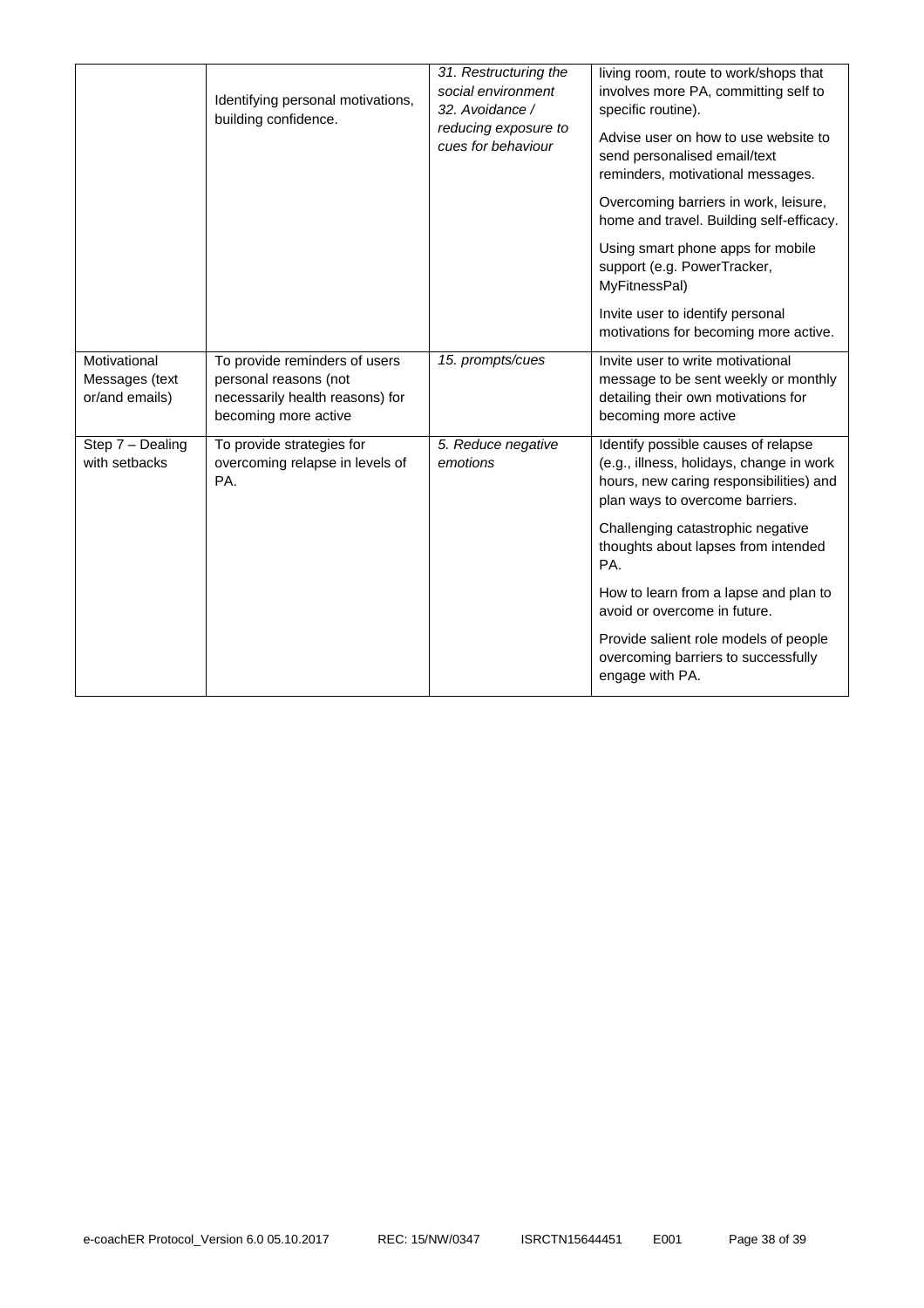| | | | |
|---|---|---|---|
| | Identifying personal motivations, building confidence. | *31. Restructuring the social environment*<br>*32. Avoidance / reducing exposure to cues for behaviour* | living room, route to work/shops that involves more PA, committing self to specific routine).<br><br>Advise user on how to use website to send personalised email/text reminders, motivational messages.<br><br>Overcoming barriers in work, leisure, home and travel. Building self-efficacy.<br><br>Using smart phone apps for mobile support (e.g. PowerTracker, MyFitnessPal)<br><br>Invite user to identify personal motivations for becoming more active. |
| Motivational Messages (text or/and emails) | To provide reminders of users personal reasons (not necessarily health reasons) for becoming more active | *15. prompts/cues* | Invite user to write motivational message to be sent weekly or monthly detailing their own motivations for becoming more active |
| Step 7 – Dealing with setbacks | To provide strategies for overcoming relapse in levels of PA. | *5. Reduce negative emotions* | Identify possible causes of relapse (e.g., illness, holidays, change in work hours, new caring responsibilities) and plan ways to overcome barriers.<br><br>Challenging catastrophic negative thoughts about lapses from intended PA.<br><br>How to learn from a lapse and plan to avoid or overcome in future.<br><br>Provide salient role models of people overcoming barriers to successfully engage with PA. |